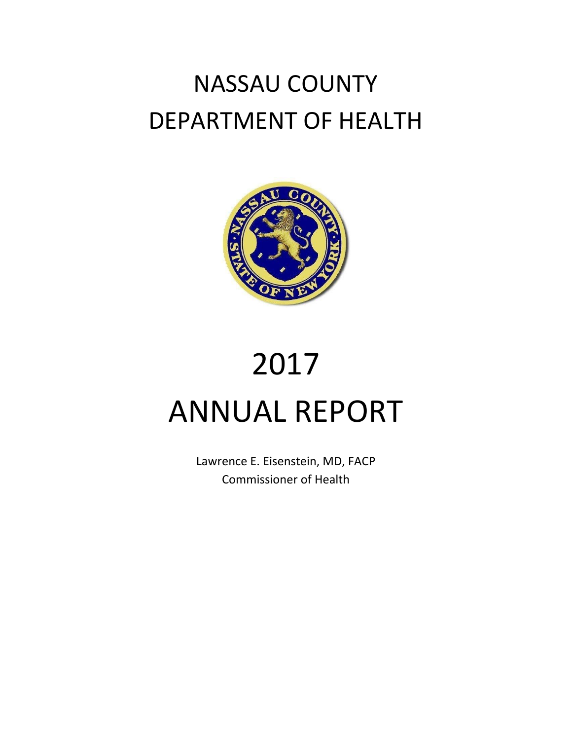# NASSAU COUNTY DEPARTMENT OF HEALTH

# 2017 ANNUAL REPORT

Lawrence E. Eisenstein, MD, FACP
Commissioner of Health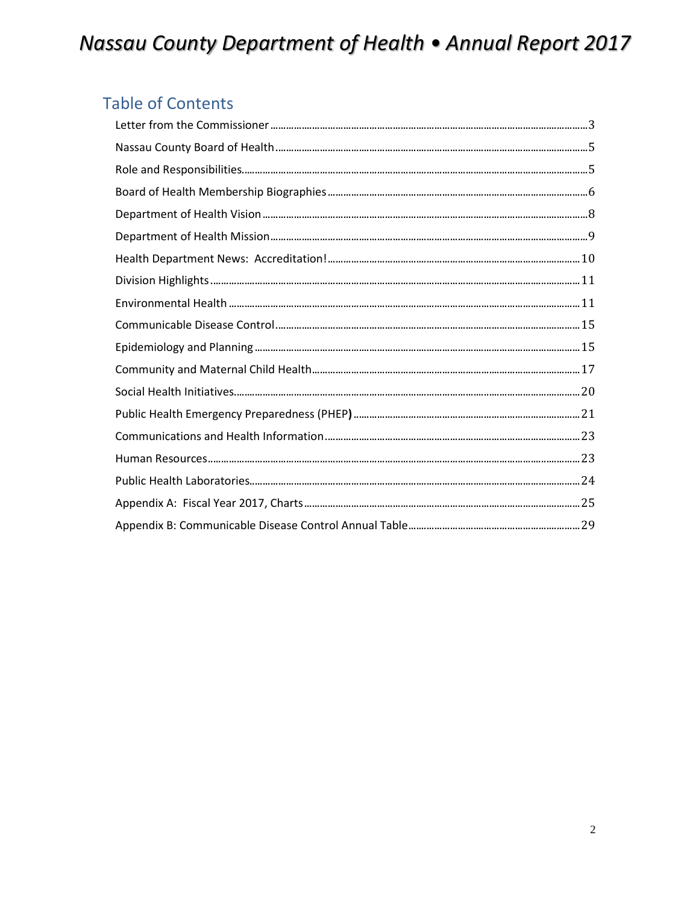## Table of Contents

Letter from the Commissioner .......... 3

Nassau County Board of Health .......... 5

Role and Responsibilities .......... 5

Board of Health Membership Biographies .......... 6

Department of Health Vision .......... 8

Department of Health Mission .......... 9

Health Department News: Accreditation! .......... 10

Division Highlights .......... 11

Environmental Health .......... 11

Communicable Disease Control .......... 15

Epidemiology and Planning .......... 15

Community and Maternal Child Health .......... 17

Social Health Initiatives .......... 20

Public Health Emergency Preparedness (PHEP) .......... 21

Communications and Health Information .......... 23

Human Resources .......... 23

Public Health Laboratories .......... 24

Appendix A: Fiscal Year 2017, Charts .......... 25

Appendix B: Communicable Disease Control Annual Table .......... 29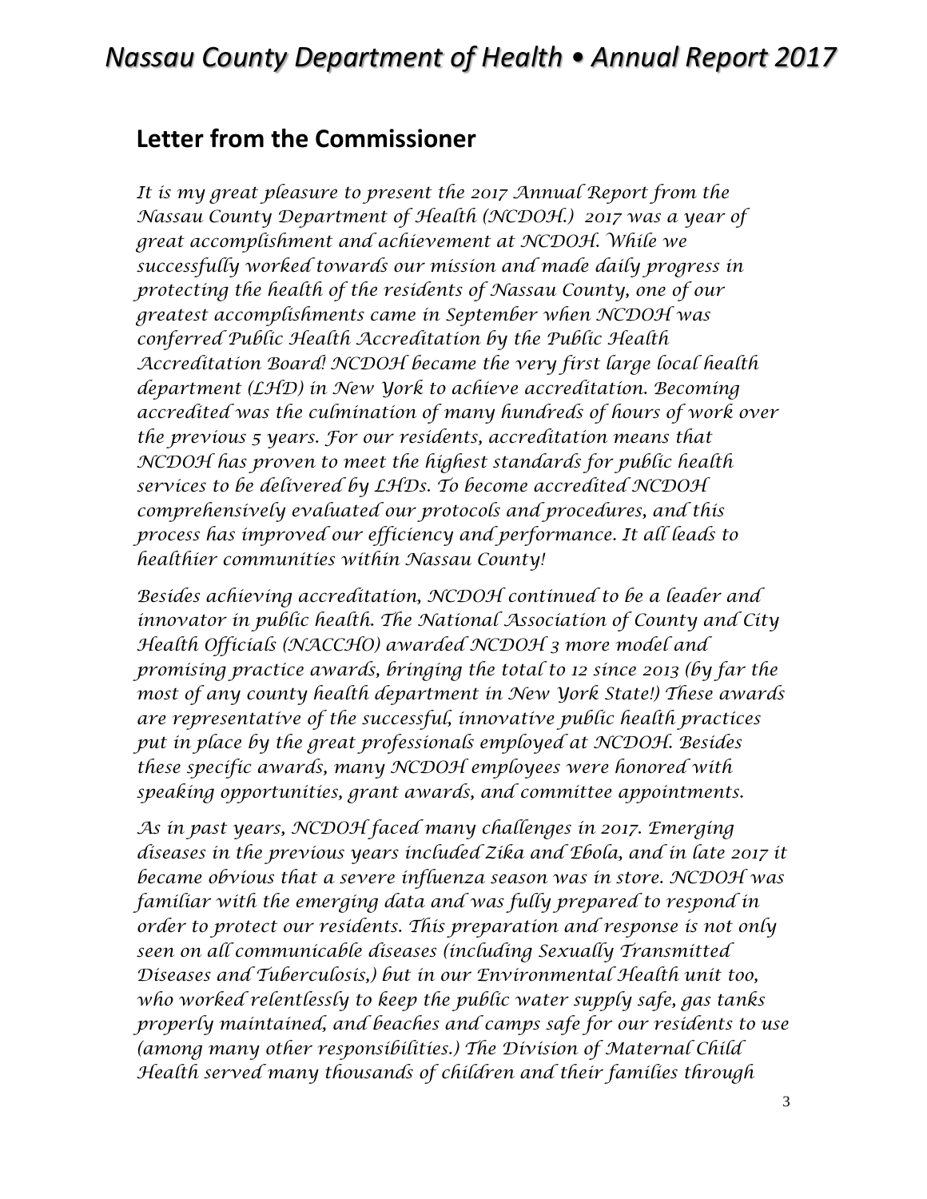## Letter from the Commissioner

*It is my great pleasure to present the 2017 Annual Report from the Nassau County Department of Health (NCDOH.) 2017 was a year of great accomplishment and achievement at NCDOH. While we successfully worked towards our mission and made daily progress in protecting the health of the residents of Nassau County, one of our greatest accomplishments came in September when NCDOH was conferred Public Health Accreditation by the Public Health Accreditation Board! NCDOH became the very first large local health department (LHD) in New York to achieve accreditation. Becoming accredited was the culmination of many hundreds of hours of work over the previous 5 years. For our residents, accreditation means that NCDOH has proven to meet the highest standards for public health services to be delivered by LHDs. To become accredited NCDOH comprehensively evaluated our protocols and procedures, and this process has improved our efficiency and performance. It all leads to healthier communities within Nassau County!*

*Besides achieving accreditation, NCDOH continued to be a leader and innovator in public health. The National Association of County and City Health Officials (NACCHO) awarded NCDOH 3 more model and promising practice awards, bringing the total to 12 since 2013 (by far the most of any county health department in New York State!) These awards are representative of the successful, innovative public health practices put in place by the great professionals employed at NCDOH. Besides these specific awards, many NCDOH employees were honored with speaking opportunities, grant awards, and committee appointments.*

*As in past years, NCDOH faced many challenges in 2017. Emerging diseases in the previous years included Zika and Ebola, and in late 2017 it became obvious that a severe influenza season was in store. NCDOH was familiar with the emerging data and was fully prepared to respond in order to protect our residents. This preparation and response is not only seen on all communicable diseases (including Sexually Transmitted Diseases and Tuberculosis,) but in our Environmental Health unit too, who worked relentlessly to keep the public water supply safe, gas tanks properly maintained, and beaches and camps safe for our residents to use (among many other responsibilities.) The Division of Maternal Child Health served many thousands of children and their families through*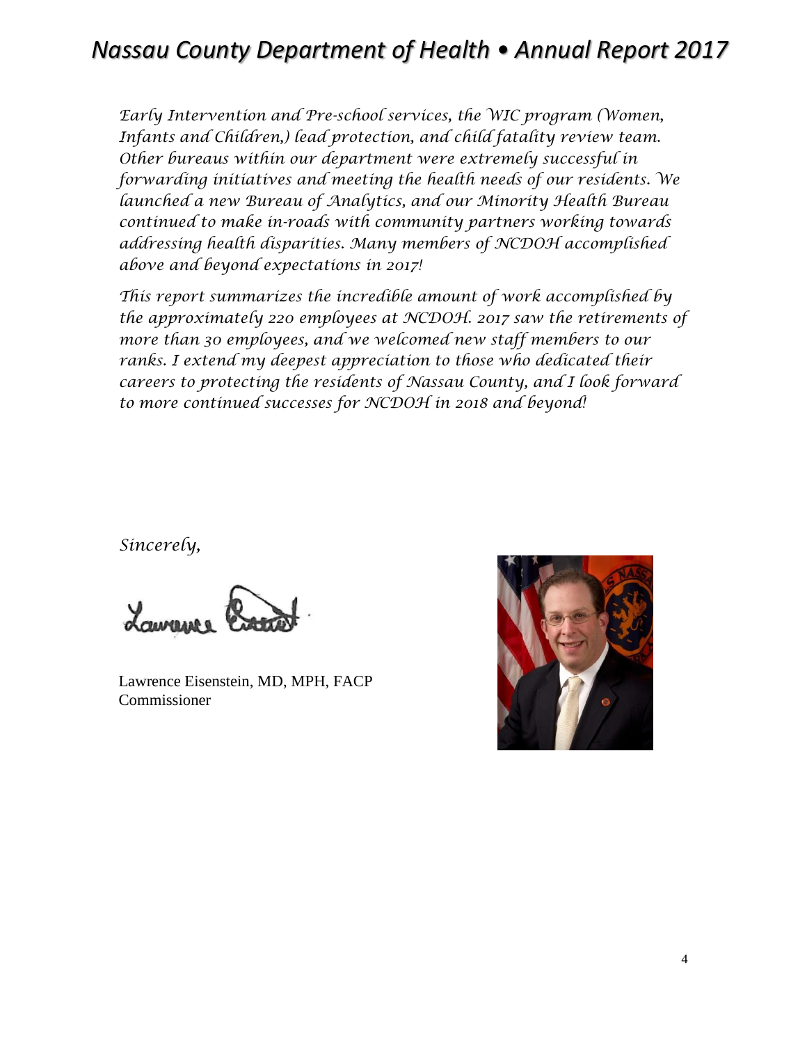*Early Intervention and Pre-school services, the WIC program (Women, Infants and Children,) lead protection, and child fatality review team. Other bureaus within our department were extremely successful in forwarding initiatives and meeting the health needs of our residents. We launched a new Bureau of Analytics, and our Minority Health Bureau continued to make in-roads with community partners working towards addressing health disparities. Many members of NCDOH accomplished above and beyond expectations in 2017!*

*This report summarizes the incredible amount of work accomplished by the approximately 220 employees at NCDOH. 2017 saw the retirements of more than 30 employees, and we welcomed new staff members to our ranks. I extend my deepest appreciation to those who dedicated their careers to protecting the residents of Nassau County, and I look forward to more continued successes for NCDOH in 2018 and beyond!*

*Sincerely,*

Lawrence Eisenstein, MD, MPH, FACP
Commissioner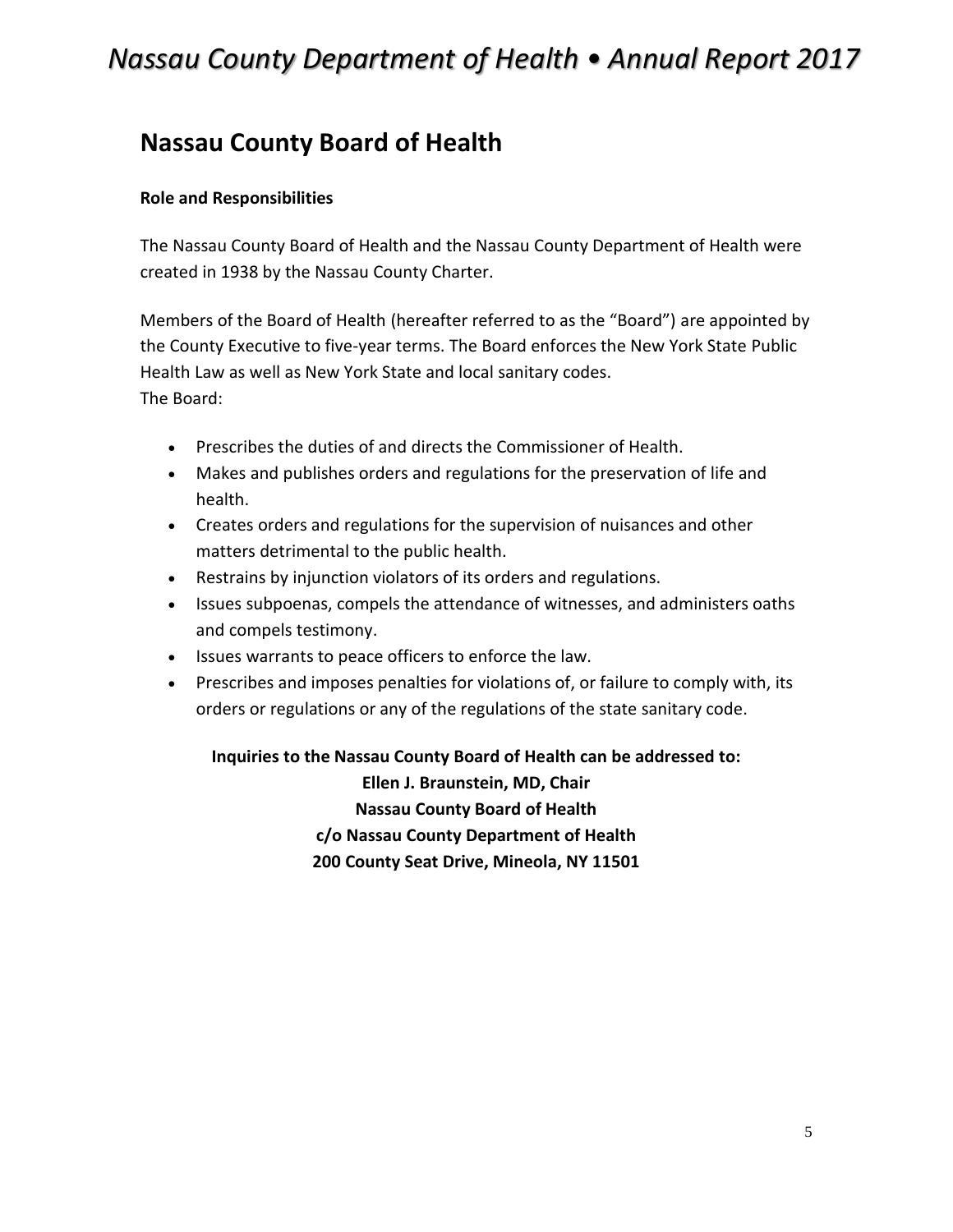## Nassau County Board of Health

**Role and Responsibilities**

The Nassau County Board of Health and the Nassau County Department of Health were created in 1938 by the Nassau County Charter.

Members of the Board of Health (hereafter referred to as the "Board") are appointed by the County Executive to five-year terms. The Board enforces the New York State Public Health Law as well as New York State and local sanitary codes.
The Board:

- Prescribes the duties of and directs the Commissioner of Health.
- Makes and publishes orders and regulations for the preservation of life and health.
- Creates orders and regulations for the supervision of nuisances and other matters detrimental to the public health.
- Restrains by injunction violators of its orders and regulations.
- Issues subpoenas, compels the attendance of witnesses, and administers oaths and compels testimony.
- Issues warrants to peace officers to enforce the law.
- Prescribes and imposes penalties for violations of, or failure to comply with, its orders or regulations or any of the regulations of the state sanitary code.

**Inquiries to the Nassau County Board of Health can be addressed to:**
**Ellen J. Braunstein, MD, Chair**
**Nassau County Board of Health**
**c/o Nassau County Department of Health**
**200 County Seat Drive, Mineola, NY 11501**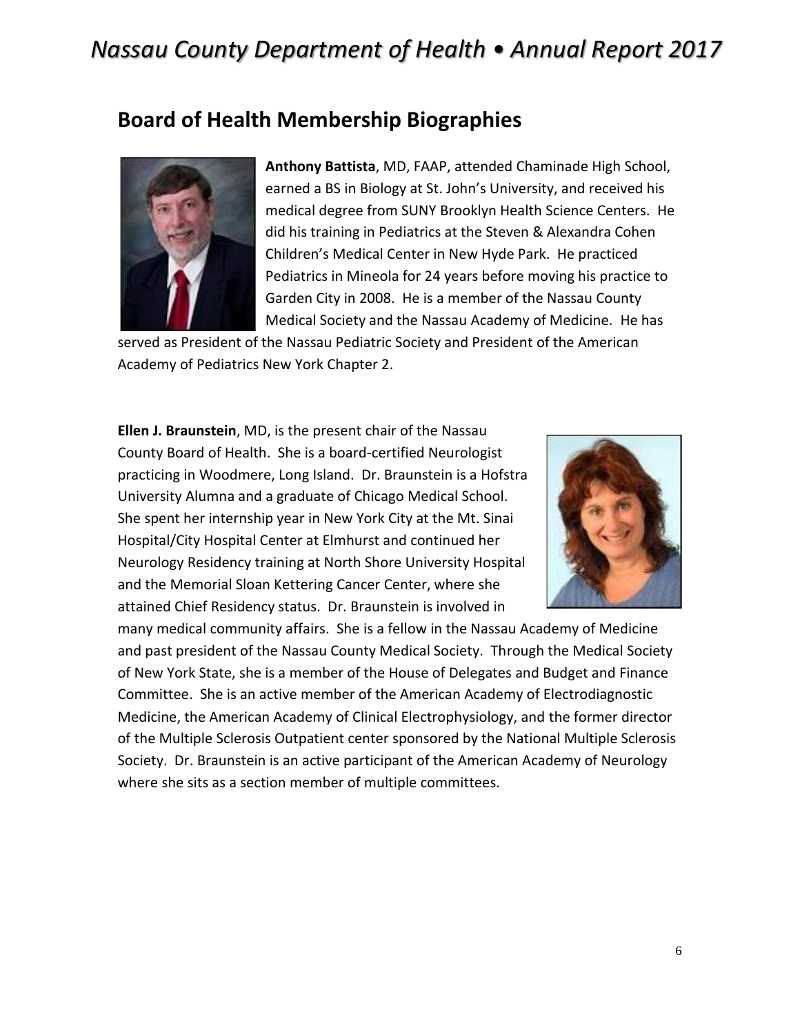## Board of Health Membership Biographies

**Anthony Battista**, MD, FAAP, attended Chaminade High School, earned a BS in Biology at St. John's University, and received his medical degree from SUNY Brooklyn Health Science Centers. He did his training in Pediatrics at the Steven & Alexandra Cohen Children's Medical Center in New Hyde Park. He practiced Pediatrics in Mineola for 24 years before moving his practice to Garden City in 2008. He is a member of the Nassau County Medical Society and the Nassau Academy of Medicine. He has served as President of the Nassau Pediatric Society and President of the American Academy of Pediatrics New York Chapter 2.

**Ellen J. Braunstein**, MD, is the present chair of the Nassau County Board of Health. She is a board-certified Neurologist practicing in Woodmere, Long Island. Dr. Braunstein is a Hofstra University Alumna and a graduate of Chicago Medical School. She spent her internship year in New York City at the Mt. Sinai Hospital/City Hospital Center at Elmhurst and continued her Neurology Residency training at North Shore University Hospital and the Memorial Sloan Kettering Cancer Center, where she attained Chief Residency status. Dr. Braunstein is involved in many medical community affairs. She is a fellow in the Nassau Academy of Medicine and past president of the Nassau County Medical Society. Through the Medical Society of New York State, she is a member of the House of Delegates and Budget and Finance Committee. She is an active member of the American Academy of Electrodiagnostic Medicine, the American Academy of Clinical Electrophysiology, and the former director of the Multiple Sclerosis Outpatient center sponsored by the National Multiple Sclerosis Society. Dr. Braunstein is an active participant of the American Academy of Neurology where she sits as a section member of multiple committees.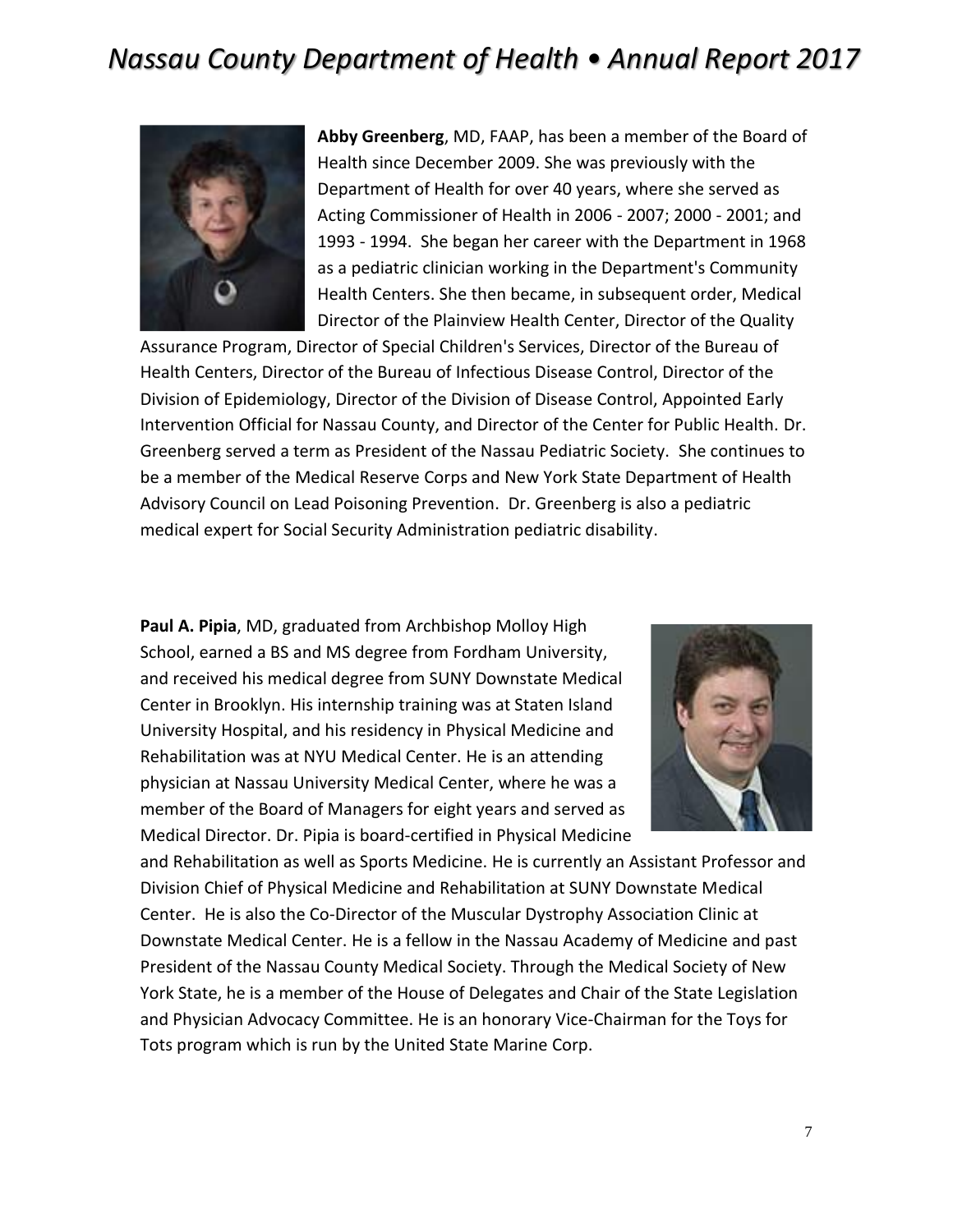**Abby Greenberg**, MD, FAAP, has been a member of the Board of Health since December 2009. She was previously with the Department of Health for over 40 years, where she served as Acting Commissioner of Health in 2006 - 2007; 2000 - 2001; and 1993 - 1994. She began her career with the Department in 1968 as a pediatric clinician working in the Department's Community Health Centers. She then became, in subsequent order, Medical Director of the Plainview Health Center, Director of the Quality Assurance Program, Director of Special Children's Services, Director of the Bureau of Health Centers, Director of the Bureau of Infectious Disease Control, Director of the Division of Epidemiology, Director of the Division of Disease Control, Appointed Early Intervention Official for Nassau County, and Director of the Center for Public Health. Dr. Greenberg served a term as President of the Nassau Pediatric Society. She continues to be a member of the Medical Reserve Corps and New York State Department of Health Advisory Council on Lead Poisoning Prevention. Dr. Greenberg is also a pediatric medical expert for Social Security Administration pediatric disability.

**Paul A. Pipia**, MD, graduated from Archbishop Molloy High School, earned a BS and MS degree from Fordham University, and received his medical degree from SUNY Downstate Medical Center in Brooklyn. His internship training was at Staten Island University Hospital, and his residency in Physical Medicine and Rehabilitation was at NYU Medical Center. He is an attending physician at Nassau University Medical Center, where he was a member of the Board of Managers for eight years and served as Medical Director. Dr. Pipia is board-certified in Physical Medicine and Rehabilitation as well as Sports Medicine. He is currently an Assistant Professor and Division Chief of Physical Medicine and Rehabilitation at SUNY Downstate Medical Center. He is also the Co-Director of the Muscular Dystrophy Association Clinic at Downstate Medical Center. He is a fellow in the Nassau Academy of Medicine and past President of the Nassau County Medical Society. Through the Medical Society of New York State, he is a member of the House of Delegates and Chair of the State Legislation and Physician Advocacy Committee. He is an honorary Vice-Chairman for the Toys for Tots program which is run by the United State Marine Corp.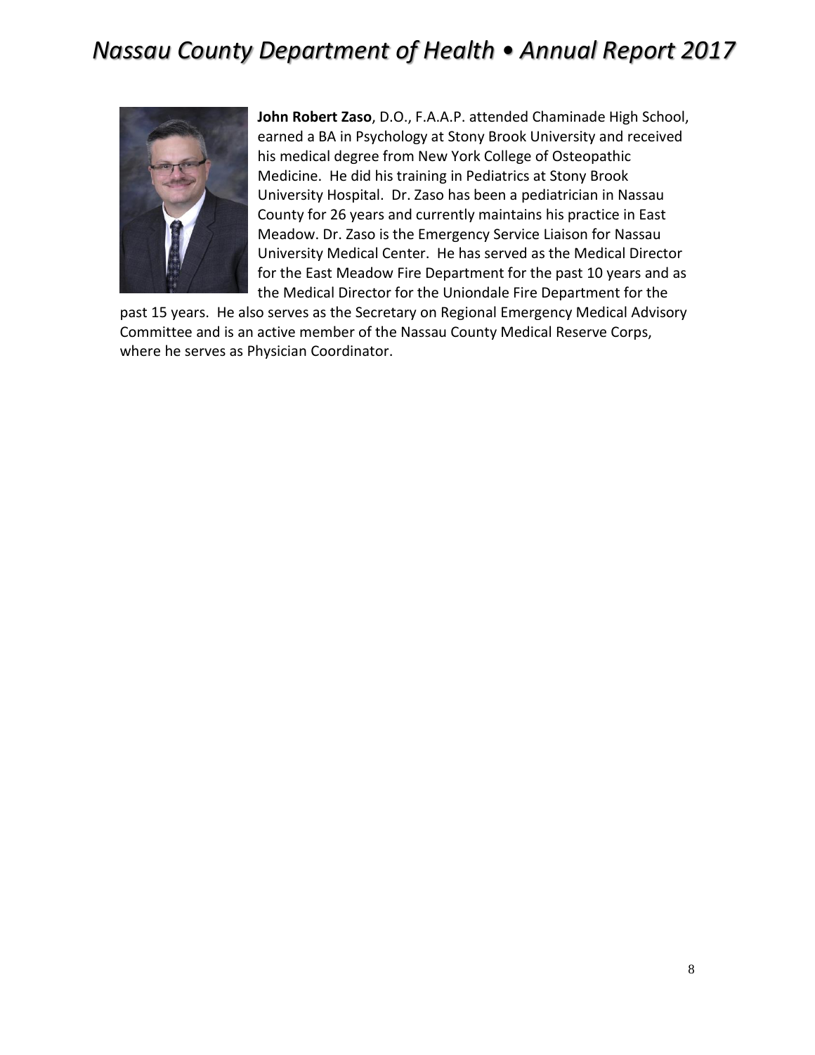**John Robert Zaso**, D.O., F.A.A.P. attended Chaminade High School, earned a BA in Psychology at Stony Brook University and received his medical degree from New York College of Osteopathic Medicine. He did his training in Pediatrics at Stony Brook University Hospital. Dr. Zaso has been a pediatrician in Nassau County for 26 years and currently maintains his practice in East Meadow. Dr. Zaso is the Emergency Service Liaison for Nassau University Medical Center. He has served as the Medical Director for the East Meadow Fire Department for the past 10 years and as the Medical Director for the Uniondale Fire Department for the past 15 years. He also serves as the Secretary on Regional Emergency Medical Advisory Committee and is an active member of the Nassau County Medical Reserve Corps, where he serves as Physician Coordinator.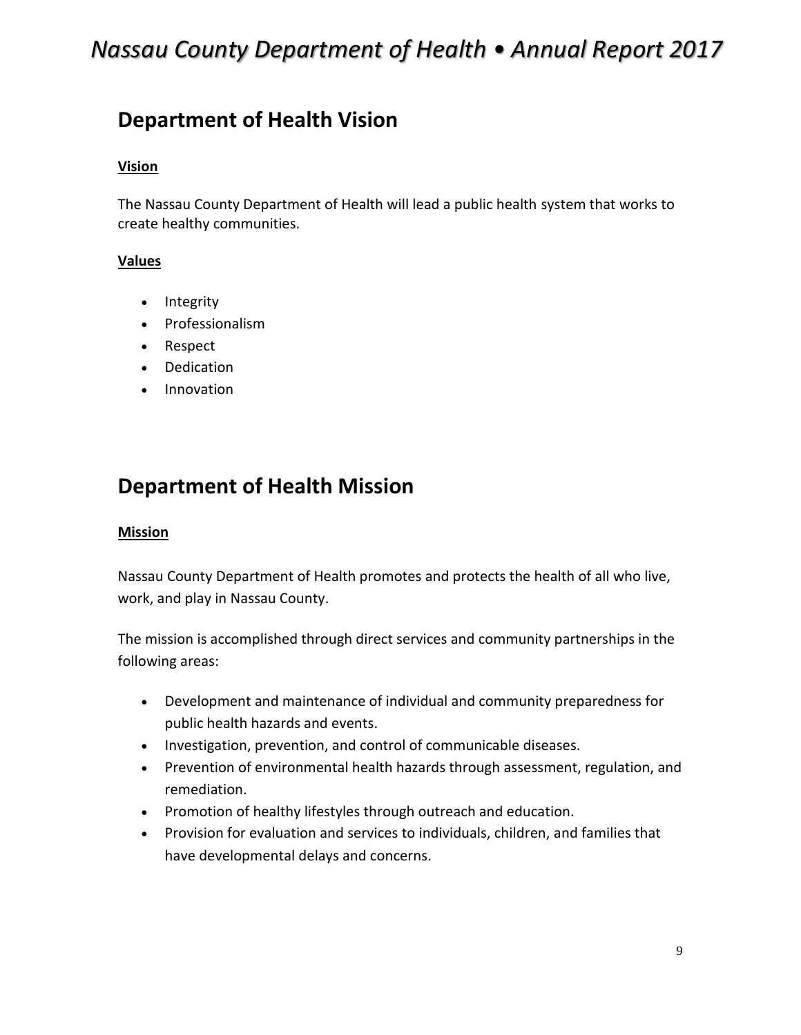## Department of Health Vision

**Vision**

The Nassau County Department of Health will lead a public health system that works to create healthy communities.

**Values**

- Integrity
- Professionalism
- Respect
- Dedication
- Innovation

## Department of Health Mission

**Mission**

Nassau County Department of Health promotes and protects the health of all who live, work, and play in Nassau County.

The mission is accomplished through direct services and community partnerships in the following areas:

- Development and maintenance of individual and community preparedness for public health hazards and events.
- Investigation, prevention, and control of communicable diseases.
- Prevention of environmental health hazards through assessment, regulation, and remediation.
- Promotion of healthy lifestyles through outreach and education.
- Provision for evaluation and services to individuals, children, and families that have developmental delays and concerns.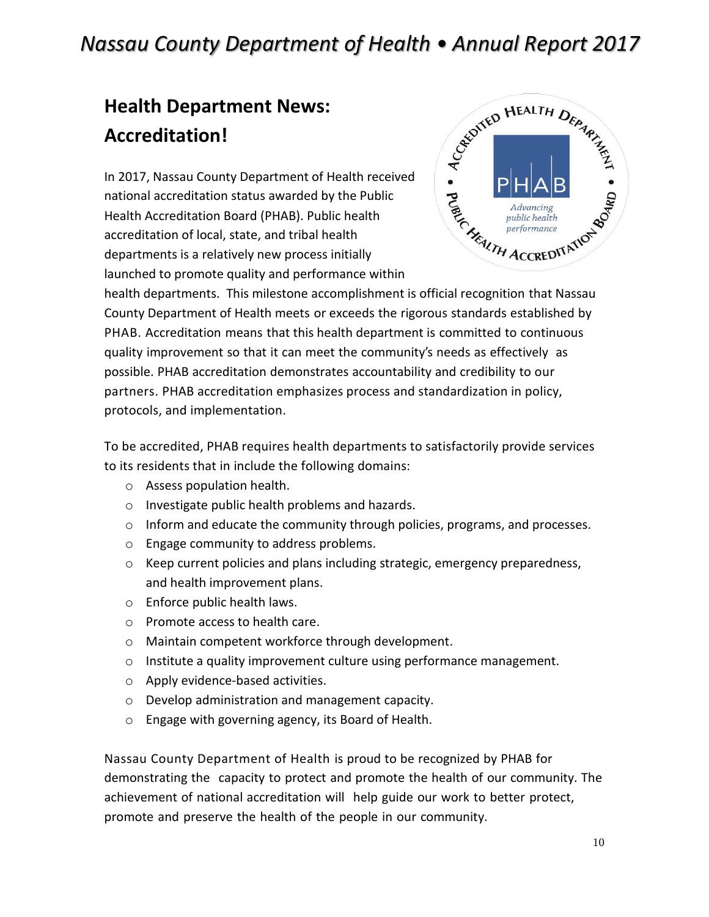## Health Department News: Accreditation!

In 2017, Nassau County Department of Health received national accreditation status awarded by the Public Health Accreditation Board (PHAB). Public health accreditation of local, state, and tribal health departments is a relatively new process initially launched to promote quality and performance within health departments. This milestone accomplishment is official recognition that Nassau County Department of Health meets or exceeds the rigorous standards established by PHAB. Accreditation means that this health department is committed to continuous quality improvement so that it can meet the community's needs as effectively as possible. PHAB accreditation demonstrates accountability and credibility to our partners. PHAB accreditation emphasizes process and standardization in policy, protocols, and implementation.

To be accredited, PHAB requires health departments to satisfactorily provide services to its residents that in include the following domains:

- Assess population health.
- Investigate public health problems and hazards.
- Inform and educate the community through policies, programs, and processes.
- Engage community to address problems.
- Keep current policies and plans including strategic, emergency preparedness, and health improvement plans.
- Enforce public health laws.
- Promote access to health care.
- Maintain competent workforce through development.
- Institute a quality improvement culture using performance management.
- Apply evidence-based activities.
- Develop administration and management capacity.
- Engage with governing agency, its Board of Health.

Nassau County Department of Health is proud to be recognized by PHAB for demonstrating the capacity to protect and promote the health of our community. The achievement of national accreditation will help guide our work to better protect, promote and preserve the health of the people in our community.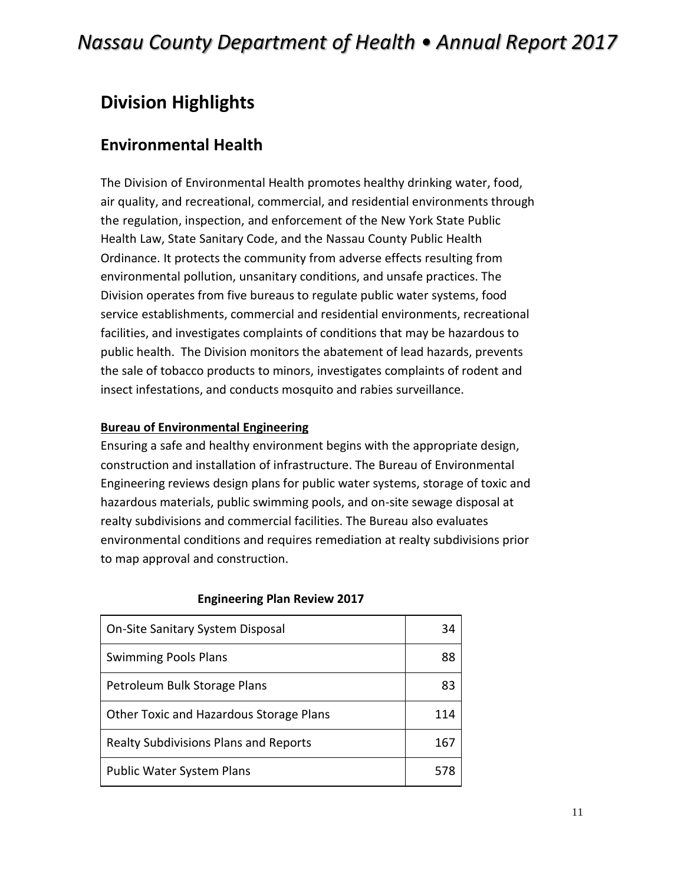# Division Highlights

## Environmental Health

The Division of Environmental Health promotes healthy drinking water, food, air quality, and recreational, commercial, and residential environments through the regulation, inspection, and enforcement of the New York State Public Health Law, State Sanitary Code, and the Nassau County Public Health Ordinance. It protects the community from adverse effects resulting from environmental pollution, unsanitary conditions, and unsafe practices. The Division operates from five bureaus to regulate public water systems, food service establishments, commercial and residential environments, recreational facilities, and investigates complaints of conditions that may be hazardous to public health. The Division monitors the abatement of lead hazards, prevents the sale of tobacco products to minors, investigates complaints of rodent and insect infestations, and conducts mosquito and rabies surveillance.

**Bureau of Environmental Engineering**

Ensuring a safe and healthy environment begins with the appropriate design, construction and installation of infrastructure. The Bureau of Environmental Engineering reviews design plans for public water systems, storage of toxic and hazardous materials, public swimming pools, and on-site sewage disposal at realty subdivisions and commercial facilities. The Bureau also evaluates environmental conditions and requires remediation at realty subdivisions prior to map approval and construction.

**Engineering Plan Review 2017**

| Plan Type | Count |
|---|---|
| On-Site Sanitary System Disposal | 34 |
| Swimming Pools Plans | 88 |
| Petroleum Bulk Storage Plans | 83 |
| Other Toxic and Hazardous Storage Plans | 114 |
| Realty Subdivisions Plans and Reports | 167 |
| Public Water System Plans | 578 |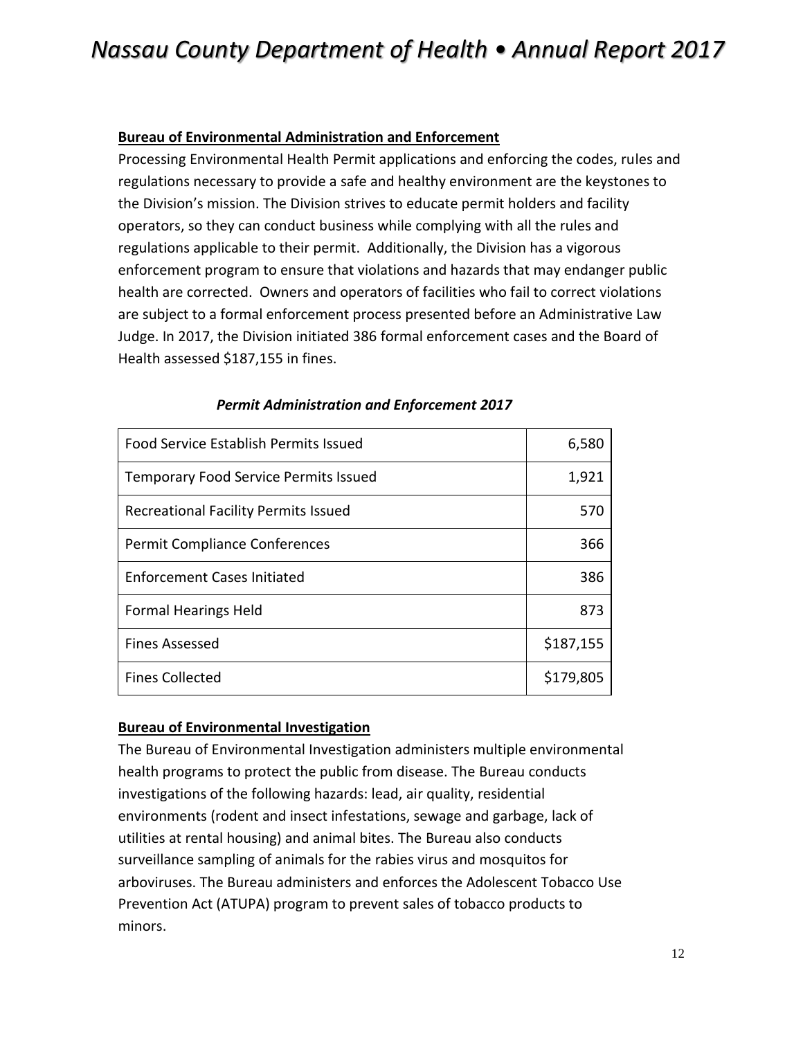**Bureau of Environmental Administration and Enforcement**

Processing Environmental Health Permit applications and enforcing the codes, rules and regulations necessary to provide a safe and healthy environment are the keystones to the Division's mission. The Division strives to educate permit holders and facility operators, so they can conduct business while complying with all the rules and regulations applicable to their permit. Additionally, the Division has a vigorous enforcement program to ensure that violations and hazards that may endanger public health are corrected. Owners and operators of facilities who fail to correct violations are subject to a formal enforcement process presented before an Administrative Law Judge. In 2017, the Division initiated 386 formal enforcement cases and the Board of Health assessed $187,155 in fines.

***Permit Administration and Enforcement 2017***

| | |
|---|---:|
| Food Service Establish Permits Issued | 6,580 |
| Temporary Food Service Permits Issued | 1,921 |
| Recreational Facility Permits Issued | 570 |
| Permit Compliance Conferences | 366 |
| Enforcement Cases Initiated | 386 |
| Formal Hearings Held | 873 |
| Fines Assessed | $187,155 |
| Fines Collected | $179,805 |

**Bureau of Environmental Investigation**

The Bureau of Environmental Investigation administers multiple environmental health programs to protect the public from disease. The Bureau conducts investigations of the following hazards: lead, air quality, residential environments (rodent and insect infestations, sewage and garbage, lack of utilities at rental housing) and animal bites. The Bureau also conducts surveillance sampling of animals for the rabies virus and mosquitos for arboviruses. The Bureau administers and enforces the Adolescent Tobacco Use Prevention Act (ATUPA) program to prevent sales of tobacco products to minors.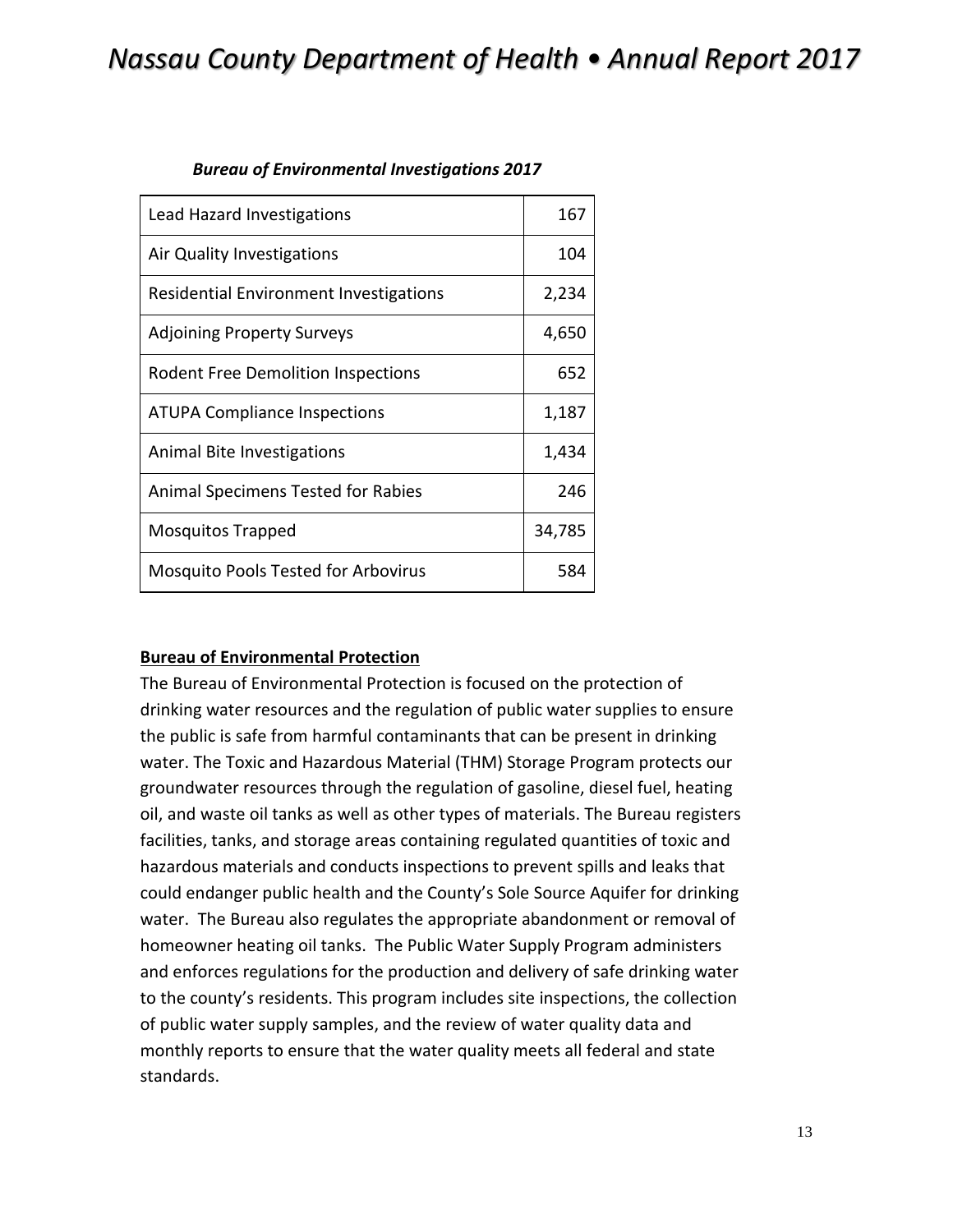***Bureau of Environmental Investigations 2017***

| Investigation | Count |
|---|---|
| Lead Hazard Investigations | 167 |
| Air Quality Investigations | 104 |
| Residential Environment Investigations | 2,234 |
| Adjoining Property Surveys | 4,650 |
| Rodent Free Demolition Inspections | 652 |
| ATUPA Compliance Inspections | 1,187 |
| Animal Bite Investigations | 1,434 |
| Animal Specimens Tested for Rabies | 246 |
| Mosquitos Trapped | 34,785 |
| Mosquito Pools Tested for Arbovirus | 584 |

**Bureau of Environmental Protection**

The Bureau of Environmental Protection is focused on the protection of drinking water resources and the regulation of public water supplies to ensure the public is safe from harmful contaminants that can be present in drinking water. The Toxic and Hazardous Material (THM) Storage Program protects our groundwater resources through the regulation of gasoline, diesel fuel, heating oil, and waste oil tanks as well as other types of materials. The Bureau registers facilities, tanks, and storage areas containing regulated quantities of toxic and hazardous materials and conducts inspections to prevent spills and leaks that could endanger public health and the County's Sole Source Aquifer for drinking water. The Bureau also regulates the appropriate abandonment or removal of homeowner heating oil tanks. The Public Water Supply Program administers and enforces regulations for the production and delivery of safe drinking water to the county's residents. This program includes site inspections, the collection of public water supply samples, and the review of water quality data and monthly reports to ensure that the water quality meets all federal and state standards.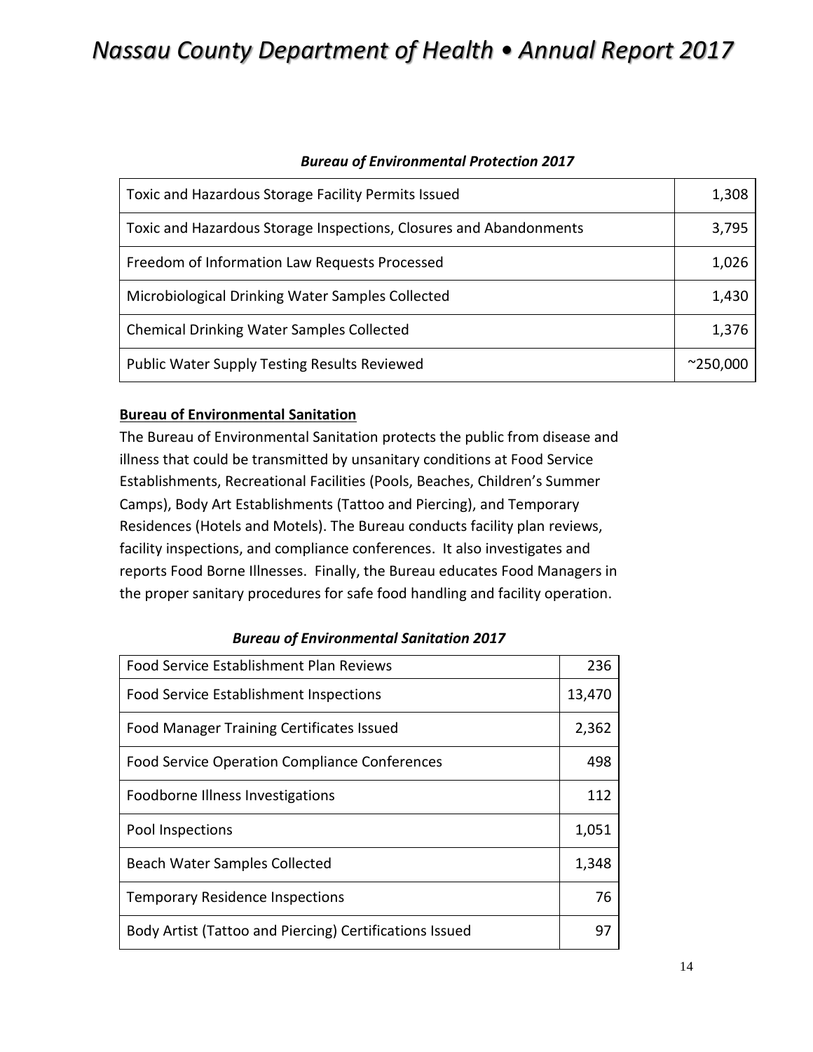***Bureau of Environmental Protection 2017***

| | |
|---|---:|
| Toxic and Hazardous Storage Facility Permits Issued | 1,308 |
| Toxic and Hazardous Storage Inspections, Closures and Abandonments | 3,795 |
| Freedom of Information Law Requests Processed | 1,026 |
| Microbiological Drinking Water Samples Collected | 1,430 |
| Chemical Drinking Water Samples Collected | 1,376 |
| Public Water Supply Testing Results Reviewed | ~250,000 |

**Bureau of Environmental Sanitation**

The Bureau of Environmental Sanitation protects the public from disease and illness that could be transmitted by unsanitary conditions at Food Service Establishments, Recreational Facilities (Pools, Beaches, Children's Summer Camps), Body Art Establishments (Tattoo and Piercing), and Temporary Residences (Hotels and Motels). The Bureau conducts facility plan reviews, facility inspections, and compliance conferences. It also investigates and reports Food Borne Illnesses. Finally, the Bureau educates Food Managers in the proper sanitary procedures for safe food handling and facility operation.

***Bureau of Environmental Sanitation 2017***

| | |
|---|---:|
| Food Service Establishment Plan Reviews | 236 |
| Food Service Establishment Inspections | 13,470 |
| Food Manager Training Certificates Issued | 2,362 |
| Food Service Operation Compliance Conferences | 498 |
| Foodborne Illness Investigations | 112 |
| Pool Inspections | 1,051 |
| Beach Water Samples Collected | 1,348 |
| Temporary Residence Inspections | 76 |
| Body Artist (Tattoo and Piercing) Certifications Issued | 97 |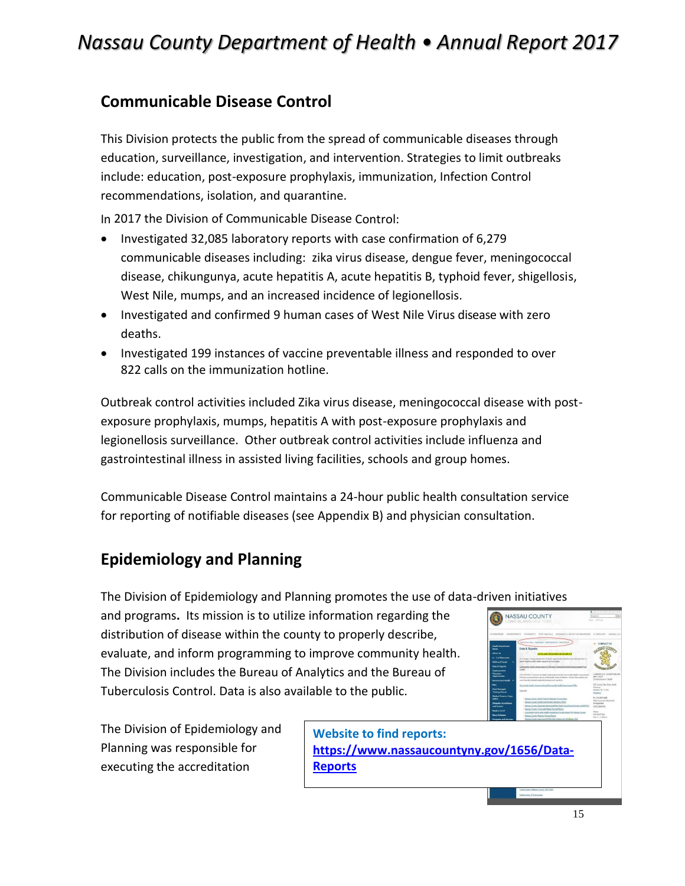## Communicable Disease Control

This Division protects the public from the spread of communicable diseases through education, surveillance, investigation, and intervention. Strategies to limit outbreaks include: education, post-exposure prophylaxis, immunization, Infection Control recommendations, isolation, and quarantine.

In 2017 the Division of Communicable Disease Control:

- Investigated 32,085 laboratory reports with case confirmation of 6,279 communicable diseases including: zika virus disease, dengue fever, meningococcal disease, chikungunya, acute hepatitis A, acute hepatitis B, typhoid fever, shigellosis, West Nile, mumps, and an increased incidence of legionellosis.
- Investigated and confirmed 9 human cases of West Nile Virus disease with zero deaths.
- Investigated 199 instances of vaccine preventable illness and responded to over 822 calls on the immunization hotline.

Outbreak control activities included Zika virus disease, meningococcal disease with post-exposure prophylaxis, mumps, hepatitis A with post-exposure prophylaxis and legionellosis surveillance. Other outbreak control activities include influenza and gastrointestinal illness in assisted living facilities, schools and group homes.

Communicable Disease Control maintains a 24-hour public health consultation service for reporting of notifiable diseases (see Appendix B) and physician consultation.

## Epidemiology and Planning

The Division of Epidemiology and Planning promotes the use of data-driven initiatives and programs**.** Its mission is to utilize information regarding the distribution of disease within the county to properly describe, evaluate, and inform programming to improve community health. The Division includes the Bureau of Analytics and the Bureau of Tuberculosis Control. Data is also available to the public.

**Website to find reports:**
**https://www.nassaucountyny.gov/1656/Data-Reports**

The Division of Epidemiology and Planning was responsible for executing the accreditation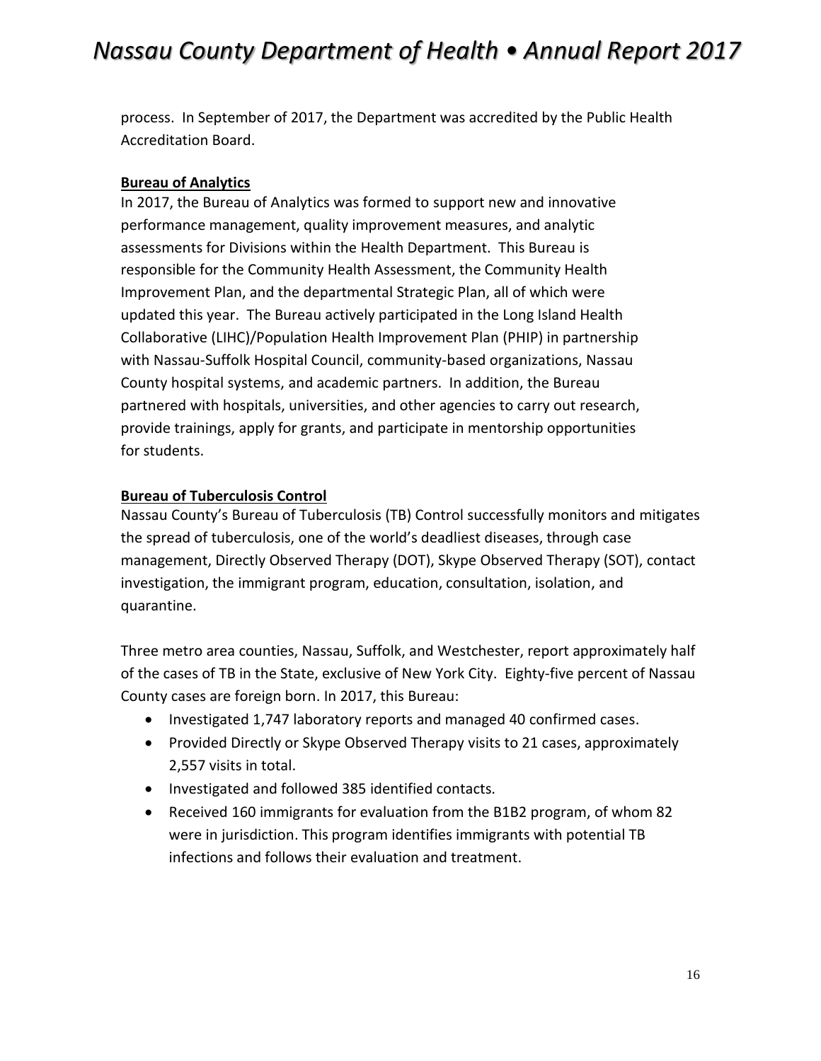process. In September of 2017, the Department was accredited by the Public Health Accreditation Board.

**Bureau of Analytics**

In 2017, the Bureau of Analytics was formed to support new and innovative performance management, quality improvement measures, and analytic assessments for Divisions within the Health Department. This Bureau is responsible for the Community Health Assessment, the Community Health Improvement Plan, and the departmental Strategic Plan, all of which were updated this year. The Bureau actively participated in the Long Island Health Collaborative (LIHC)/Population Health Improvement Plan (PHIP) in partnership with Nassau-Suffolk Hospital Council, community-based organizations, Nassau County hospital systems, and academic partners. In addition, the Bureau partnered with hospitals, universities, and other agencies to carry out research, provide trainings, apply for grants, and participate in mentorship opportunities for students.

**Bureau of Tuberculosis Control**

Nassau County's Bureau of Tuberculosis (TB) Control successfully monitors and mitigates the spread of tuberculosis, one of the world's deadliest diseases, through case management, Directly Observed Therapy (DOT), Skype Observed Therapy (SOT), contact investigation, the immigrant program, education, consultation, isolation, and quarantine.

Three metro area counties, Nassau, Suffolk, and Westchester, report approximately half of the cases of TB in the State, exclusive of New York City. Eighty-five percent of Nassau County cases are foreign born. In 2017, this Bureau:

- Investigated 1,747 laboratory reports and managed 40 confirmed cases.
- Provided Directly or Skype Observed Therapy visits to 21 cases, approximately 2,557 visits in total.
- Investigated and followed 385 identified contacts.
- Received 160 immigrants for evaluation from the B1B2 program, of whom 82 were in jurisdiction. This program identifies immigrants with potential TB infections and follows their evaluation and treatment.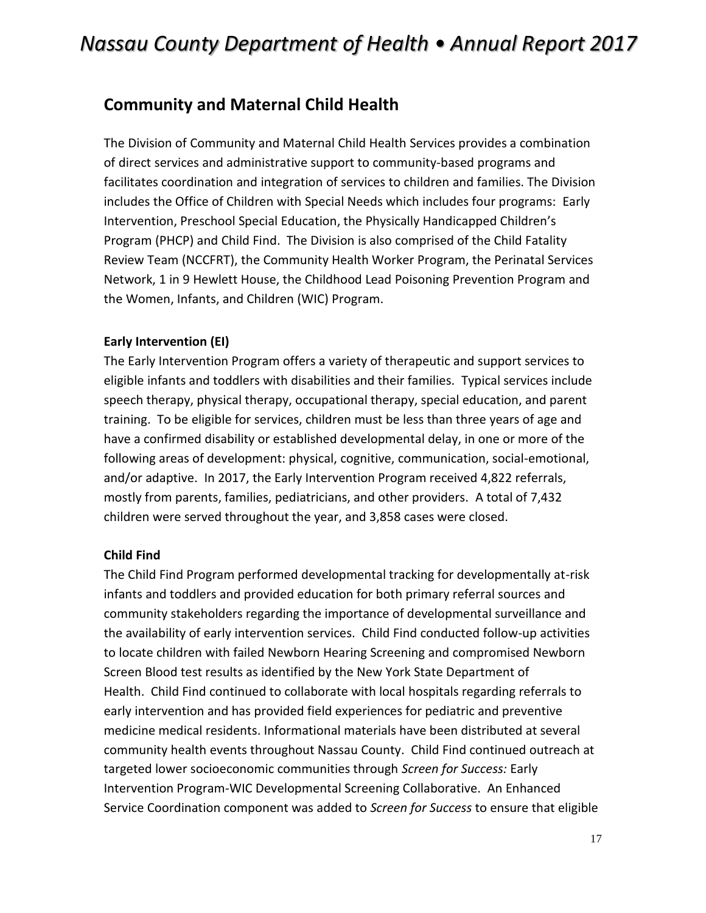## Community and Maternal Child Health

The Division of Community and Maternal Child Health Services provides a combination of direct services and administrative support to community-based programs and facilitates coordination and integration of services to children and families. The Division includes the Office of Children with Special Needs which includes four programs: Early Intervention, Preschool Special Education, the Physically Handicapped Children's Program (PHCP) and Child Find. The Division is also comprised of the Child Fatality Review Team (NCCFRT), the Community Health Worker Program, the Perinatal Services Network, 1 in 9 Hewlett House, the Childhood Lead Poisoning Prevention Program and the Women, Infants, and Children (WIC) Program.

**Early Intervention (EI)**

The Early Intervention Program offers a variety of therapeutic and support services to eligible infants and toddlers with disabilities and their families. Typical services include speech therapy, physical therapy, occupational therapy, special education, and parent training. To be eligible for services, children must be less than three years of age and have a confirmed disability or established developmental delay, in one or more of the following areas of development: physical, cognitive, communication, social-emotional, and/or adaptive. In 2017, the Early Intervention Program received 4,822 referrals, mostly from parents, families, pediatricians, and other providers. A total of 7,432 children were served throughout the year, and 3,858 cases were closed.

**Child Find**

The Child Find Program performed developmental tracking for developmentally at-risk infants and toddlers and provided education for both primary referral sources and community stakeholders regarding the importance of developmental surveillance and the availability of early intervention services. Child Find conducted follow-up activities to locate children with failed Newborn Hearing Screening and compromised Newborn Screen Blood test results as identified by the New York State Department of Health. Child Find continued to collaborate with local hospitals regarding referrals to early intervention and has provided field experiences for pediatric and preventive medicine medical residents. Informational materials have been distributed at several community health events throughout Nassau County. Child Find continued outreach at targeted lower socioeconomic communities through *Screen for Success:* Early Intervention Program-WIC Developmental Screening Collaborative. An Enhanced Service Coordination component was added to *Screen for Success* to ensure that eligible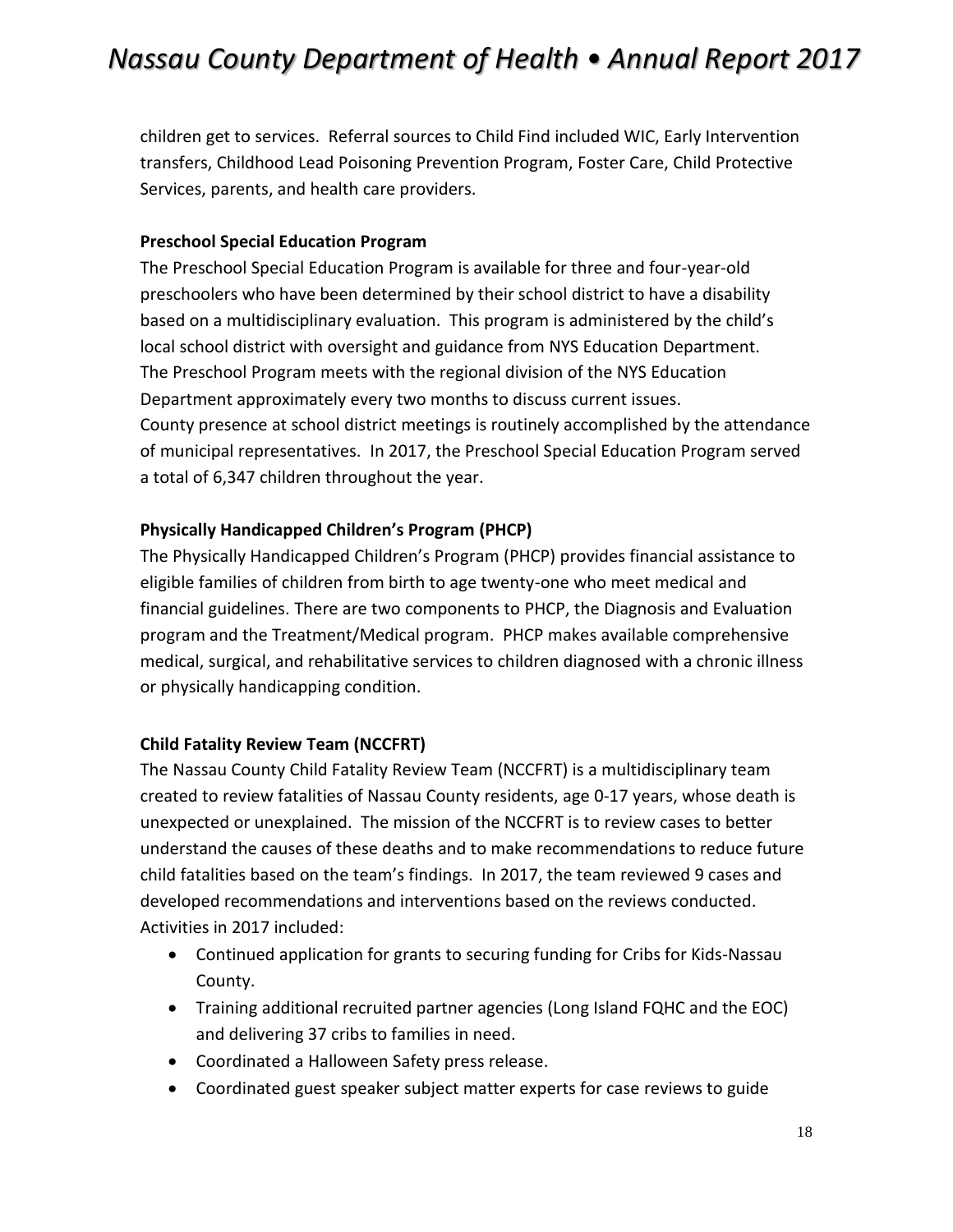children get to services. Referral sources to Child Find included WIC, Early Intervention transfers, Childhood Lead Poisoning Prevention Program, Foster Care, Child Protective Services, parents, and health care providers.

**Preschool Special Education Program**

The Preschool Special Education Program is available for three and four-year-old preschoolers who have been determined by their school district to have a disability based on a multidisciplinary evaluation. This program is administered by the child's local school district with oversight and guidance from NYS Education Department. The Preschool Program meets with the regional division of the NYS Education Department approximately every two months to discuss current issues. County presence at school district meetings is routinely accomplished by the attendance of municipal representatives. In 2017, the Preschool Special Education Program served a total of 6,347 children throughout the year.

**Physically Handicapped Children's Program (PHCP)**

The Physically Handicapped Children's Program (PHCP) provides financial assistance to eligible families of children from birth to age twenty-one who meet medical and financial guidelines. There are two components to PHCP, the Diagnosis and Evaluation program and the Treatment/Medical program. PHCP makes available comprehensive medical, surgical, and rehabilitative services to children diagnosed with a chronic illness or physically handicapping condition.

**Child Fatality Review Team (NCCFRT)**

The Nassau County Child Fatality Review Team (NCCFRT) is a multidisciplinary team created to review fatalities of Nassau County residents, age 0-17 years, whose death is unexpected or unexplained. The mission of the NCCFRT is to review cases to better understand the causes of these deaths and to make recommendations to reduce future child fatalities based on the team's findings. In 2017, the team reviewed 9 cases and developed recommendations and interventions based on the reviews conducted. Activities in 2017 included:

- Continued application for grants to securing funding for Cribs for Kids-Nassau County.
- Training additional recruited partner agencies (Long Island FQHC and the EOC) and delivering 37 cribs to families in need.
- Coordinated a Halloween Safety press release.
- Coordinated guest speaker subject matter experts for case reviews to guide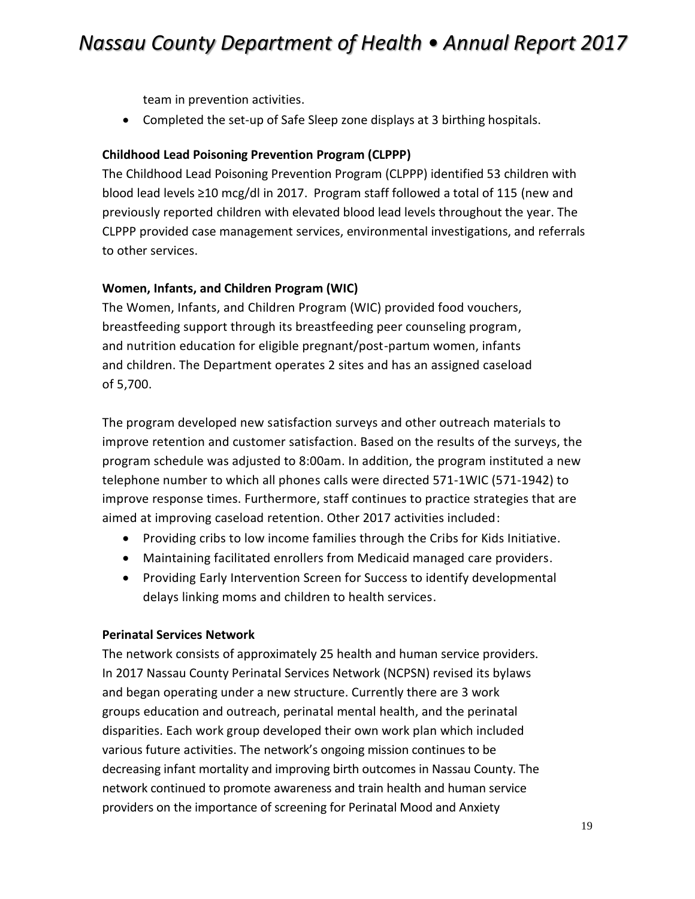team in prevention activities.

- Completed the set-up of Safe Sleep zone displays at 3 birthing hospitals.

**Childhood Lead Poisoning Prevention Program (CLPPP)**

The Childhood Lead Poisoning Prevention Program (CLPPP) identified 53 children with blood lead levels ≥10 mcg/dl in 2017. Program staff followed a total of 115 (new and previously reported children with elevated blood lead levels throughout the year. The CLPPP provided case management services, environmental investigations, and referrals to other services.

**Women, Infants, and Children Program (WIC)**

The Women, Infants, and Children Program (WIC) provided food vouchers, breastfeeding support through its breastfeeding peer counseling program, and nutrition education for eligible pregnant/post-partum women, infants and children. The Department operates 2 sites and has an assigned caseload of 5,700.

The program developed new satisfaction surveys and other outreach materials to improve retention and customer satisfaction. Based on the results of the surveys, the program schedule was adjusted to 8:00am. In addition, the program instituted a new telephone number to which all phones calls were directed 571-1WIC (571-1942) to improve response times. Furthermore, staff continues to practice strategies that are aimed at improving caseload retention. Other 2017 activities included:

- Providing cribs to low income families through the Cribs for Kids Initiative.
- Maintaining facilitated enrollers from Medicaid managed care providers.
- Providing Early Intervention Screen for Success to identify developmental delays linking moms and children to health services.

**Perinatal Services Network**

The network consists of approximately 25 health and human service providers. In 2017 Nassau County Perinatal Services Network (NCPSN) revised its bylaws and began operating under a new structure. Currently there are 3 work groups education and outreach, perinatal mental health, and the perinatal disparities. Each work group developed their own work plan which included various future activities. The network's ongoing mission continues to be decreasing infant mortality and improving birth outcomes in Nassau County. The network continued to promote awareness and train health and human service providers on the importance of screening for Perinatal Mood and Anxiety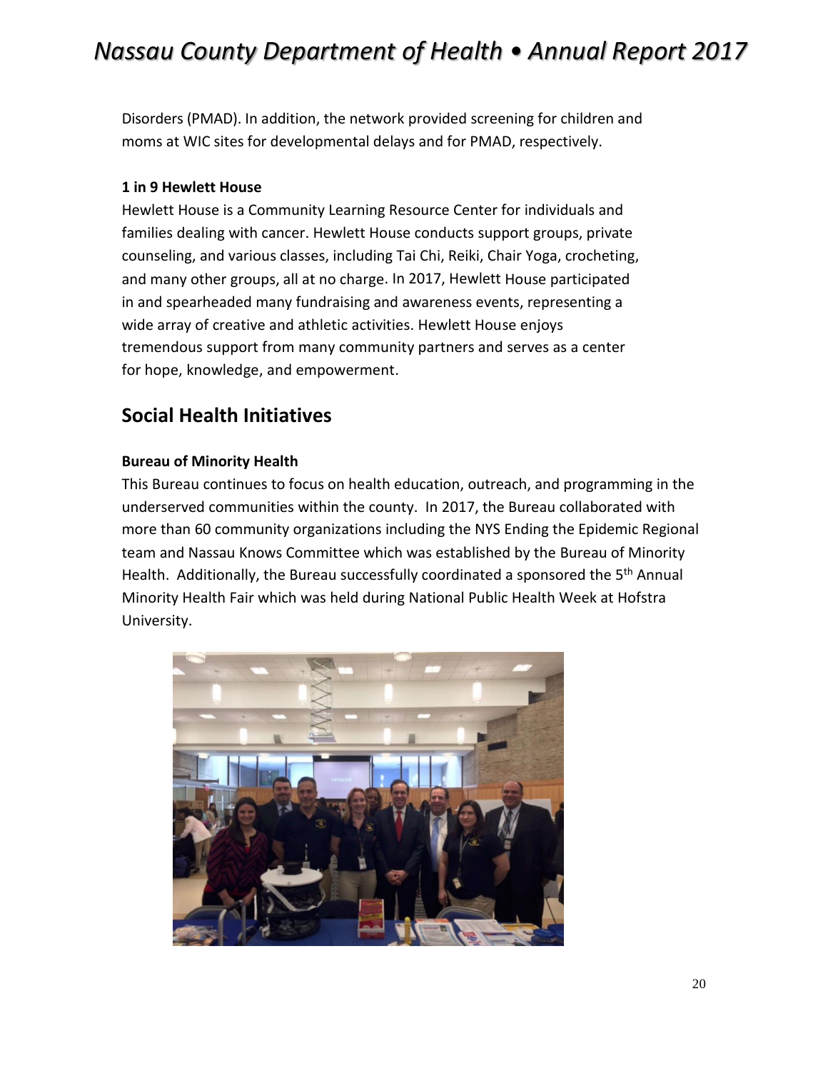Disorders (PMAD). In addition, the network provided screening for children and moms at WIC sites for developmental delays and for PMAD, respectively.

**1 in 9 Hewlett House**

Hewlett House is a Community Learning Resource Center for individuals and families dealing with cancer. Hewlett House conducts support groups, private counseling, and various classes, including Tai Chi, Reiki, Chair Yoga, crocheting, and many other groups, all at no charge. In 2017, Hewlett House participated in and spearheaded many fundraising and awareness events, representing a wide array of creative and athletic activities. Hewlett House enjoys tremendous support from many community partners and serves as a center for hope, knowledge, and empowerment.

## Social Health Initiatives

**Bureau of Minority Health**

This Bureau continues to focus on health education, outreach, and programming in the underserved communities within the county. In 2017, the Bureau collaborated with more than 60 community organizations including the NYS Ending the Epidemic Regional team and Nassau Knows Committee which was established by the Bureau of Minority Health. Additionally, the Bureau successfully coordinated a sponsored the 5th Annual Minority Health Fair which was held during National Public Health Week at Hofstra University.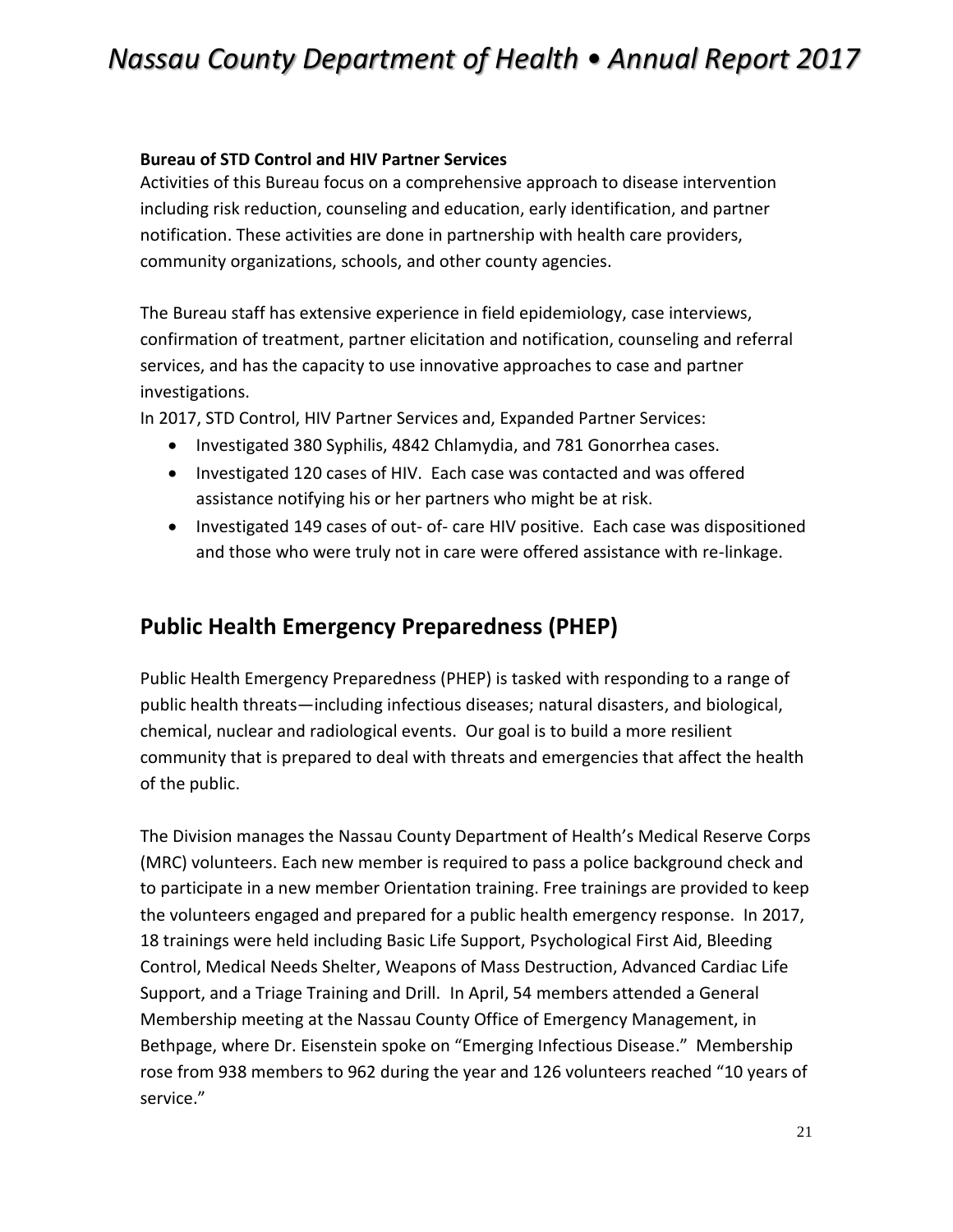**Bureau of STD Control and HIV Partner Services**

Activities of this Bureau focus on a comprehensive approach to disease intervention including risk reduction, counseling and education, early identification, and partner notification. These activities are done in partnership with health care providers, community organizations, schools, and other county agencies.

The Bureau staff has extensive experience in field epidemiology, case interviews, confirmation of treatment, partner elicitation and notification, counseling and referral services, and has the capacity to use innovative approaches to case and partner investigations.

In 2017, STD Control, HIV Partner Services and, Expanded Partner Services:

- Investigated 380 Syphilis, 4842 Chlamydia, and 781 Gonorrhea cases.
- Investigated 120 cases of HIV. Each case was contacted and was offered assistance notifying his or her partners who might be at risk.
- Investigated 149 cases of out- of- care HIV positive. Each case was dispositioned and those who were truly not in care were offered assistance with re-linkage.

## Public Health Emergency Preparedness (PHEP)

Public Health Emergency Preparedness (PHEP) is tasked with responding to a range of public health threats—including infectious diseases; natural disasters, and biological, chemical, nuclear and radiological events. Our goal is to build a more resilient community that is prepared to deal with threats and emergencies that affect the health of the public.

The Division manages the Nassau County Department of Health's Medical Reserve Corps (MRC) volunteers. Each new member is required to pass a police background check and to participate in a new member Orientation training. Free trainings are provided to keep the volunteers engaged and prepared for a public health emergency response. In 2017, 18 trainings were held including Basic Life Support, Psychological First Aid, Bleeding Control, Medical Needs Shelter, Weapons of Mass Destruction, Advanced Cardiac Life Support, and a Triage Training and Drill. In April, 54 members attended a General Membership meeting at the Nassau County Office of Emergency Management, in Bethpage, where Dr. Eisenstein spoke on "Emerging Infectious Disease." Membership rose from 938 members to 962 during the year and 126 volunteers reached "10 years of service."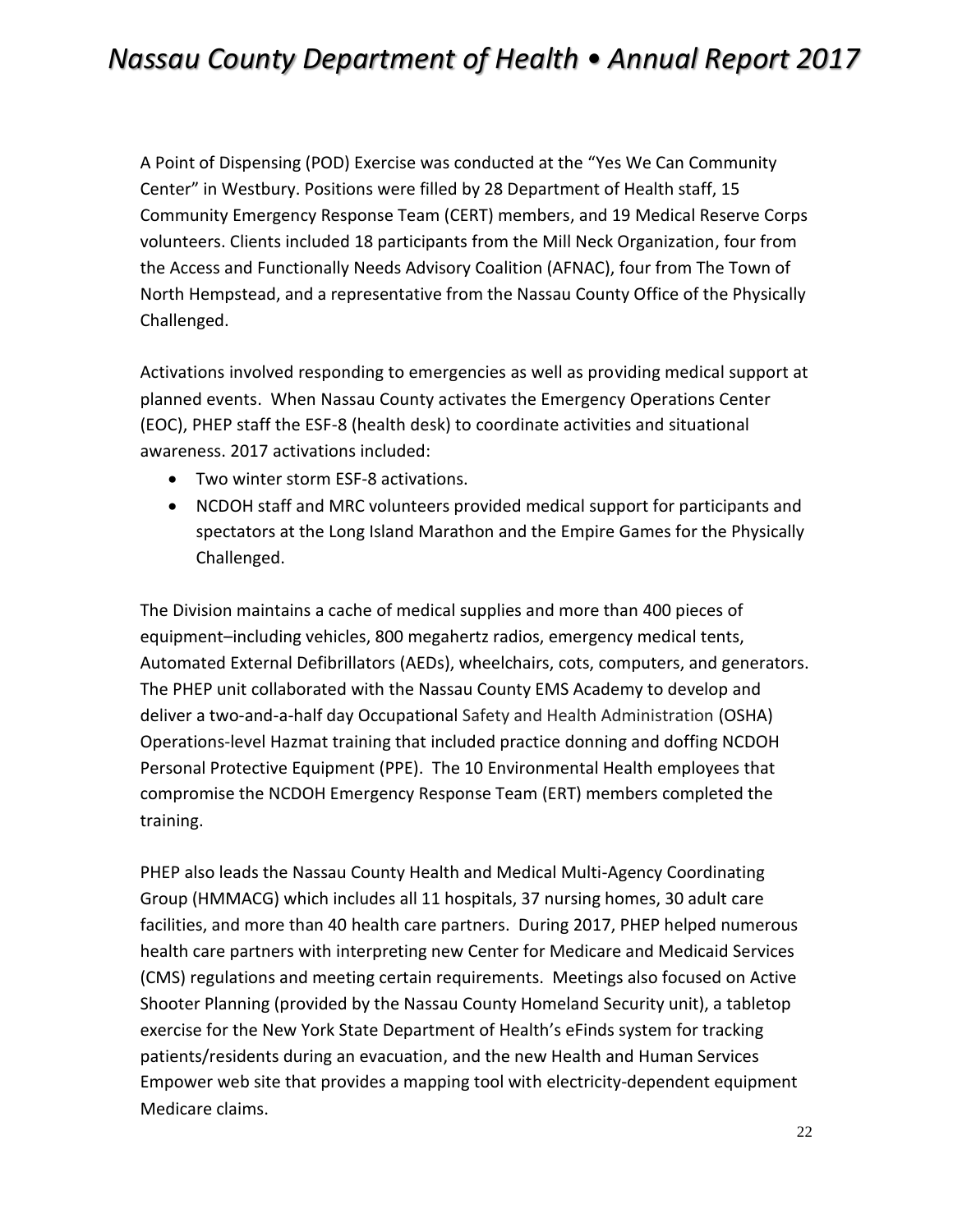A Point of Dispensing (POD) Exercise was conducted at the "Yes We Can Community Center" in Westbury. Positions were filled by 28 Department of Health staff, 15 Community Emergency Response Team (CERT) members, and 19 Medical Reserve Corps volunteers. Clients included 18 participants from the Mill Neck Organization, four from the Access and Functionally Needs Advisory Coalition (AFNAC), four from The Town of North Hempstead, and a representative from the Nassau County Office of the Physically Challenged.

Activations involved responding to emergencies as well as providing medical support at planned events. When Nassau County activates the Emergency Operations Center (EOC), PHEP staff the ESF-8 (health desk) to coordinate activities and situational awareness. 2017 activations included:

- Two winter storm ESF-8 activations.
- NCDOH staff and MRC volunteers provided medical support for participants and spectators at the Long Island Marathon and the Empire Games for the Physically Challenged.

The Division maintains a cache of medical supplies and more than 400 pieces of equipment–including vehicles, 800 megahertz radios, emergency medical tents, Automated External Defibrillators (AEDs), wheelchairs, cots, computers, and generators. The PHEP unit collaborated with the Nassau County EMS Academy to develop and deliver a two-and-a-half day Occupational Safety and Health Administration (OSHA) Operations-level Hazmat training that included practice donning and doffing NCDOH Personal Protective Equipment (PPE). The 10 Environmental Health employees that compromise the NCDOH Emergency Response Team (ERT) members completed the training.

PHEP also leads the Nassau County Health and Medical Multi-Agency Coordinating Group (HMMACG) which includes all 11 hospitals, 37 nursing homes, 30 adult care facilities, and more than 40 health care partners. During 2017, PHEP helped numerous health care partners with interpreting new Center for Medicare and Medicaid Services (CMS) regulations and meeting certain requirements. Meetings also focused on Active Shooter Planning (provided by the Nassau County Homeland Security unit), a tabletop exercise for the New York State Department of Health's eFinds system for tracking patients/residents during an evacuation, and the new Health and Human Services Empower web site that provides a mapping tool with electricity-dependent equipment Medicare claims.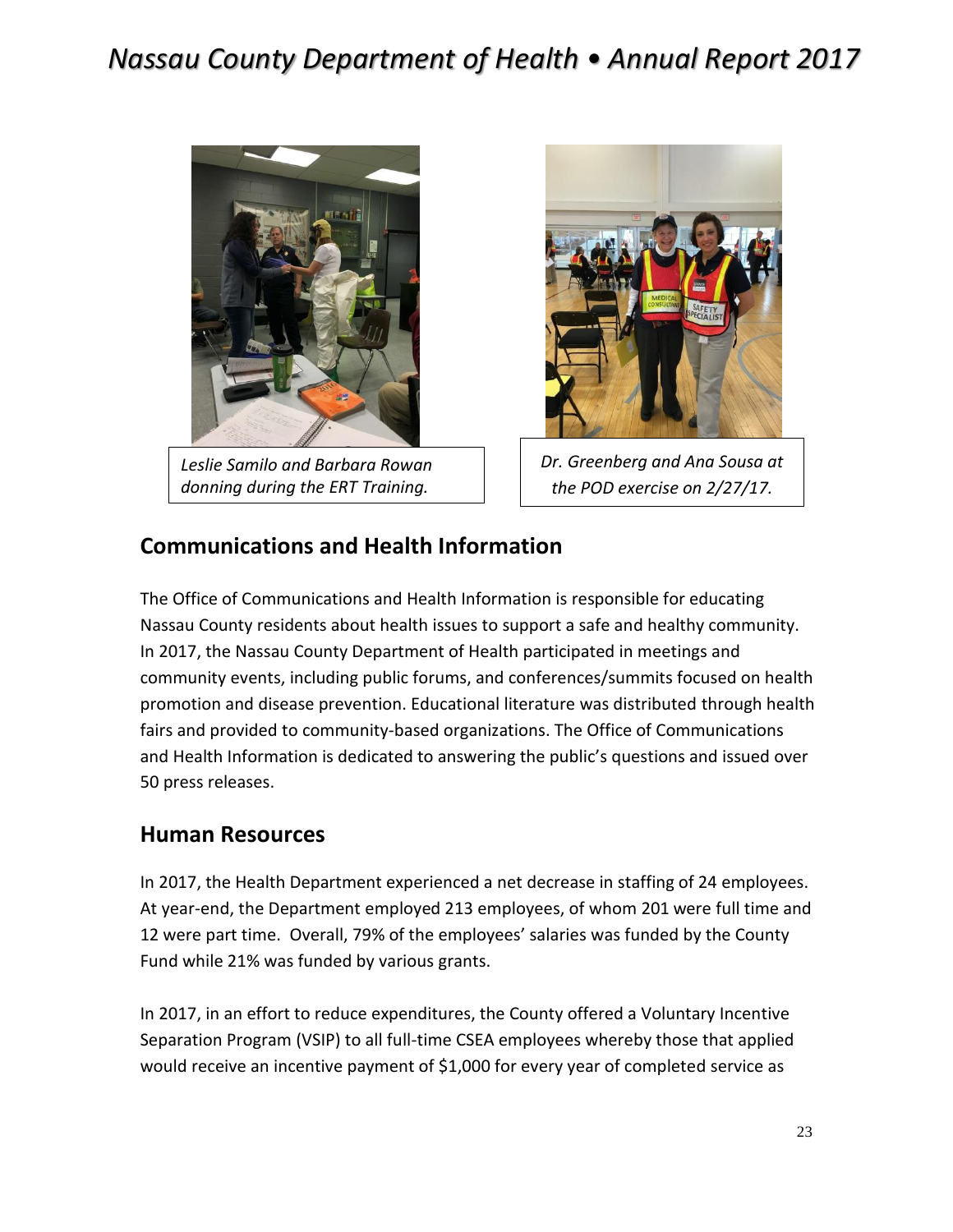Leslie Samilo and Barbara Rowan donning during the ERT Training.

Dr. Greenberg and Ana Sousa at the POD exercise on 2/27/17.

## Communications and Health Information

The Office of Communications and Health Information is responsible for educating Nassau County residents about health issues to support a safe and healthy community. In 2017, the Nassau County Department of Health participated in meetings and community events, including public forums, and conferences/summits focused on health promotion and disease prevention. Educational literature was distributed through health fairs and provided to community-based organizations. The Office of Communications and Health Information is dedicated to answering the public's questions and issued over 50 press releases.

## Human Resources

In 2017, the Health Department experienced a net decrease in staffing of 24 employees. At year-end, the Department employed 213 employees, of whom 201 were full time and 12 were part time. Overall, 79% of the employees' salaries was funded by the County Fund while 21% was funded by various grants.

In 2017, in an effort to reduce expenditures, the County offered a Voluntary Incentive Separation Program (VSIP) to all full-time CSEA employees whereby those that applied would receive an incentive payment of $1,000 for every year of completed service as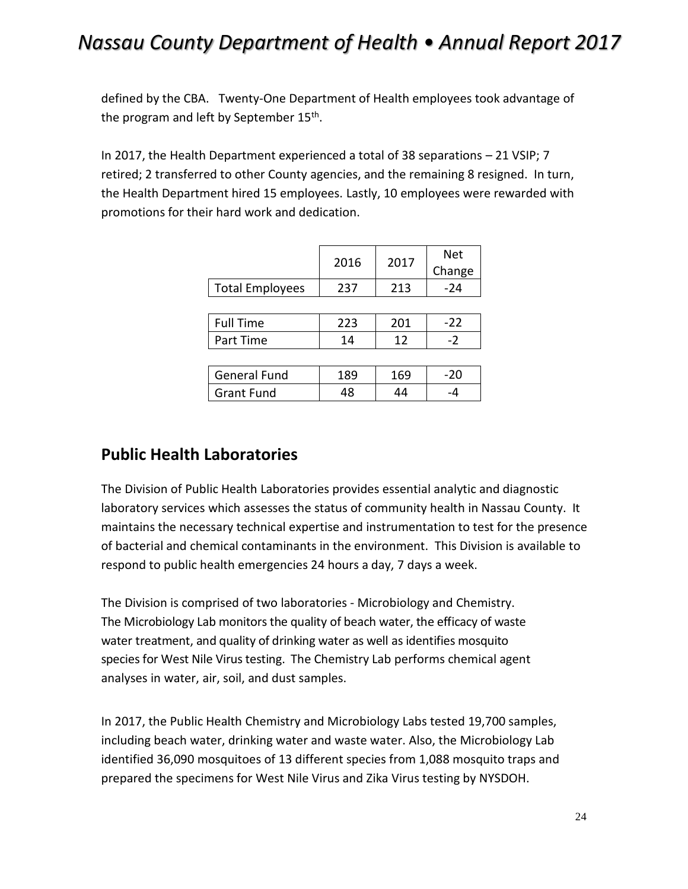defined by the CBA. Twenty-One Department of Health employees took advantage of the program and left by September 15th.

In 2017, the Health Department experienced a total of 38 separations – 21 VSIP; 7 retired; 2 transferred to other County agencies, and the remaining 8 resigned. In turn, the Health Department hired 15 employees. Lastly, 10 employees were rewarded with promotions for their hard work and dedication.

| | 2016 | 2017 | Net Change |
|---|---|---|---|
| Total Employees | 237 | 213 | -24 |
| | | | |
| Full Time | 223 | 201 | -22 |
| Part Time | 14 | 12 | -2 |
| | | | |
| General Fund | 189 | 169 | -20 |
| Grant Fund | 48 | 44 | -4 |

## Public Health Laboratories

The Division of Public Health Laboratories provides essential analytic and diagnostic laboratory services which assesses the status of community health in Nassau County. It maintains the necessary technical expertise and instrumentation to test for the presence of bacterial and chemical contaminants in the environment. This Division is available to respond to public health emergencies 24 hours a day, 7 days a week.

The Division is comprised of two laboratories - Microbiology and Chemistry. The Microbiology Lab monitors the quality of beach water, the efficacy of waste water treatment, and quality of drinking water as well as identifies mosquito species for West Nile Virus testing. The Chemistry Lab performs chemical agent analyses in water, air, soil, and dust samples.

In 2017, the Public Health Chemistry and Microbiology Labs tested 19,700 samples, including beach water, drinking water and waste water. Also, the Microbiology Lab identified 36,090 mosquitoes of 13 different species from 1,088 mosquito traps and prepared the specimens for West Nile Virus and Zika Virus testing by NYSDOH.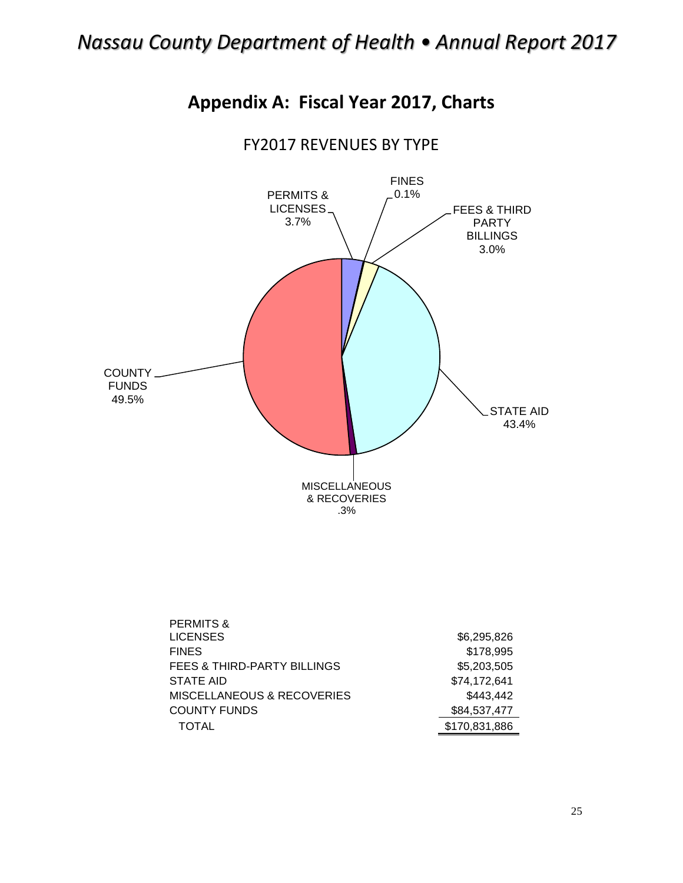## Appendix A: Fiscal Year 2017, Charts

### FY2017 REVENUES BY TYPE

PERMITS & LICENSES 3.7%

FINES 0.1%

FEES & THIRD PARTY BILLINGS 3.0%

STATE AID 43.4%

MISCELLANEOUS & RECOVERIES .3%

COUNTY FUNDS 49.5%

| | |
|---|---|
| PERMITS & LICENSES | $6,295,826 |
| FINES | $178,995 |
| FEES & THIRD-PARTY BILLINGS | $5,203,505 |
| STATE AID | $74,172,641 |
| MISCELLANEOUS & RECOVERIES | $443,442 |
| COUNTY FUNDS | $84,537,477 |
| TOTAL | $170,831,886 |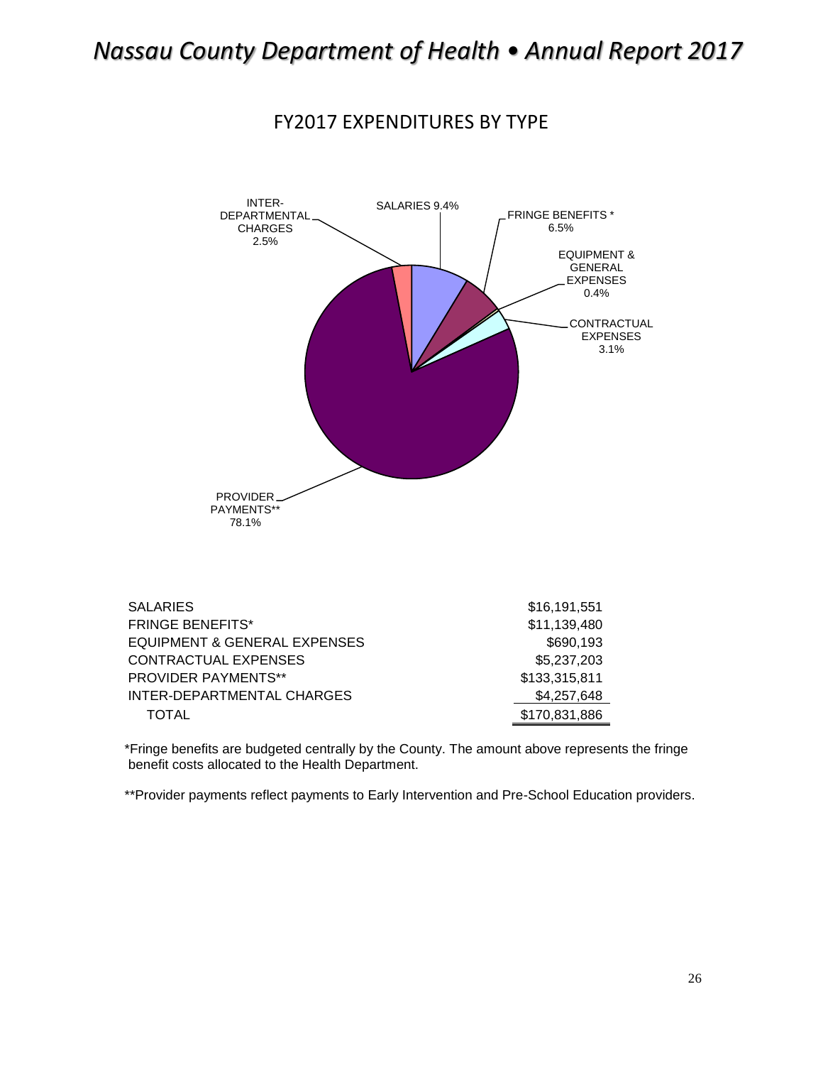## FY2017 EXPENDITURES BY TYPE

SALARIES 9.4%
FRINGE BENEFITS * 6.5%
EQUIPMENT & GENERAL EXPENSES 0.4%
CONTRACTUAL EXPENSES 3.1%
PROVIDER PAYMENTS** 78.1%
INTER-DEPARTMENTAL CHARGES 2.5%

| | |
|---|---:|
| SALARIES | $16,191,551 |
| FRINGE BENEFITS* | $11,139,480 |
| EQUIPMENT & GENERAL EXPENSES | $690,193 |
| CONTRACTUAL EXPENSES | $5,237,203 |
| PROVIDER PAYMENTS** | $133,315,811 |
| INTER-DEPARTMENTAL CHARGES | $4,257,648 |
| TOTAL | $170,831,886 |

*Fringe benefits are budgeted centrally by the County. The amount above represents the fringe benefit costs allocated to the Health Department.

**Provider payments reflect payments to Early Intervention and Pre-School Education providers.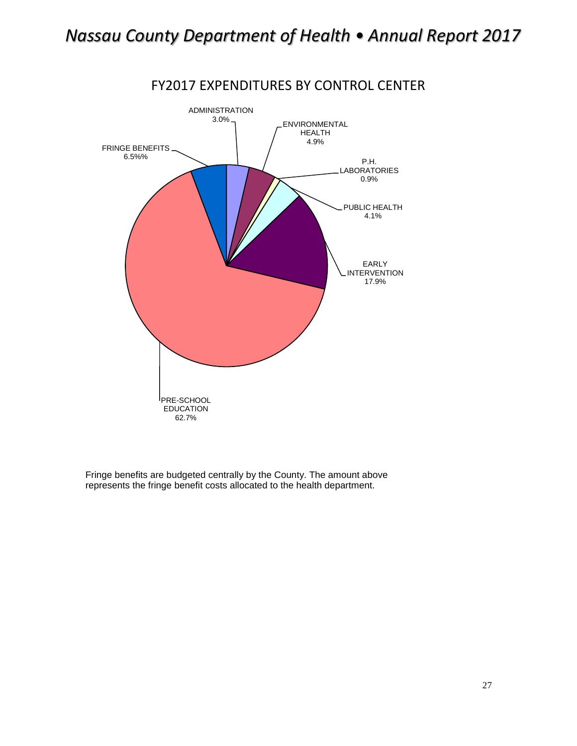## FY2017 EXPENDITURES BY CONTROL CENTER

ADMINISTRATION 3.0%

ENVIRONMENTAL HEALTH 4.9%

P.H. LABORATORIES 0.9%

PUBLIC HEALTH 4.1%

EARLY INTERVENTION 17.9%

PRE-SCHOOL EDUCATION 62.7%

FRINGE BENEFITS 6.5%%

Fringe benefits are budgeted centrally by the County. The amount above represents the fringe benefit costs allocated to the health department.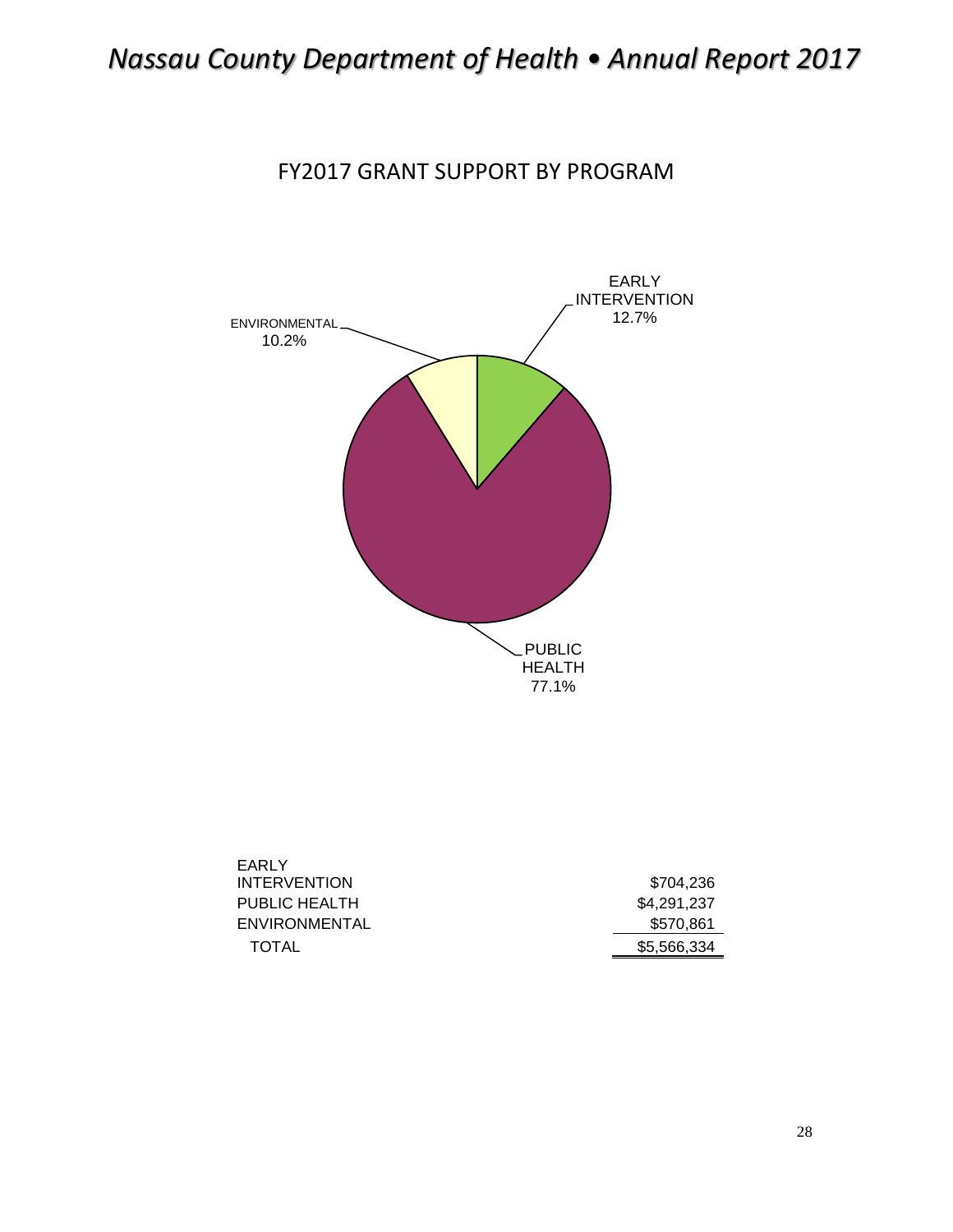## FY2017 GRANT SUPPORT BY PROGRAM

EARLY INTERVENTION 12.7%

ENVIRONMENTAL 10.2%

PUBLIC HEALTH 77.1%

| | |
|---|---|
| EARLY INTERVENTION | $704,236 |
| PUBLIC HEALTH | $4,291,237 |
| ENVIRONMENTAL | $570,861 |
| TOTAL | $5,566,334 |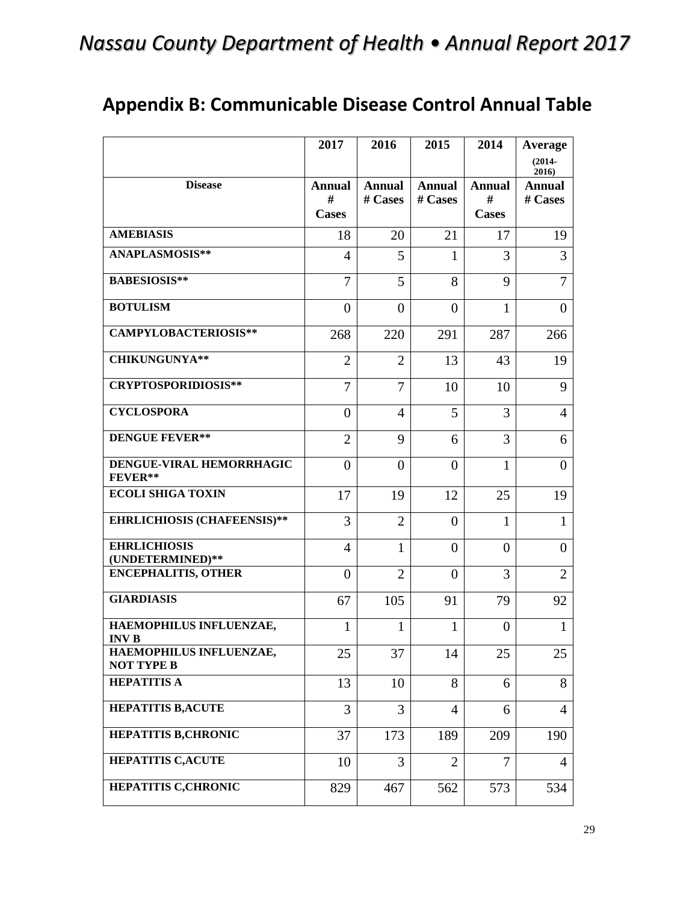## Appendix B: Communicable Disease Control Annual Table

| | 2017 | 2016 | 2015 | 2014 | Average (2014-2016) |
|---|---|---|---|---|---|
| **Disease** | **Annual # Cases** | **Annual # Cases** | **Annual # Cases** | **Annual # Cases** | **Annual # Cases** |
| **AMEBIASIS** | 18 | 20 | 21 | 17 | 19 |
| **ANAPLASMOSIS**** | 4 | 5 | 1 | 3 | 3 |
| **BABESIOSIS**** | 7 | 5 | 8 | 9 | 7 |
| **BOTULISM** | 0 | 0 | 0 | 1 | 0 |
| **CAMPYLOBACTERIOSIS**** | 268 | 220 | 291 | 287 | 266 |
| **CHIKUNGUNYA**** | 2 | 2 | 13 | 43 | 19 |
| **CRYPTOSPORIDIOSIS**** | 7 | 7 | 10 | 10 | 9 |
| **CYCLOSPORA** | 0 | 4 | 5 | 3 | 4 |
| **DENGUE FEVER**** | 2 | 9 | 6 | 3 | 6 |
| **DENGUE-VIRAL HEMORRHAGIC FEVER**** | 0 | 0 | 0 | 1 | 0 |
| **ECOLI SHIGA TOXIN** | 17 | 19 | 12 | 25 | 19 |
| **EHRLICHIOSIS (CHAFEENSIS)**** | 3 | 2 | 0 | 1 | 1 |
| **EHRLICHIOSIS (UNDETERMINED)**** | 4 | 1 | 0 | 0 | 0 |
| **ENCEPHALITIS, OTHER** | 0 | 2 | 0 | 3 | 2 |
| **GIARDIASIS** | 67 | 105 | 91 | 79 | 92 |
| **HAEMOPHILUS INFLUENZAE, INV B** | 1 | 1 | 1 | 0 | 1 |
| **HAEMOPHILUS INFLUENZAE, NOT TYPE B** | 25 | 37 | 14 | 25 | 25 |
| **HEPATITIS A** | 13 | 10 | 8 | 6 | 8 |
| **HEPATITIS B,ACUTE** | 3 | 3 | 4 | 6 | 4 |
| **HEPATITIS B,CHRONIC** | 37 | 173 | 189 | 209 | 190 |
| **HEPATITIS C,ACUTE** | 10 | 3 | 2 | 7 | 4 |
| **HEPATITIS C,CHRONIC** | 829 | 467 | 562 | 573 | 534 |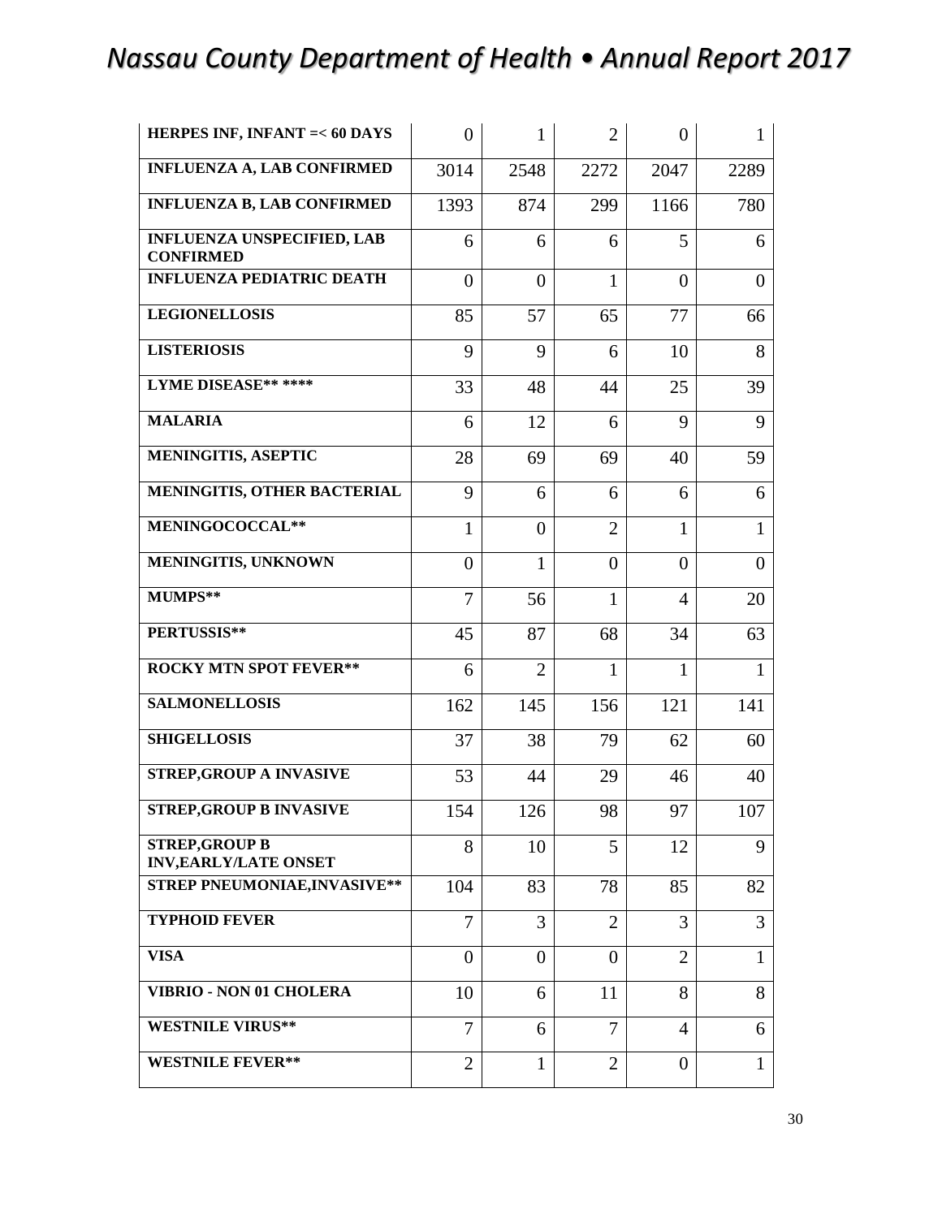| | | | | | |
|---|---|---|---|---|---|
| **HERPES INF, INFANT =< 60 DAYS** | 0 | 1 | 2 | 0 | 1 |
| **INFLUENZA A, LAB CONFIRMED** | 3014 | 2548 | 2272 | 2047 | 2289 |
| **INFLUENZA B, LAB CONFIRMED** | 1393 | 874 | 299 | 1166 | 780 |
| **INFLUENZA UNSPECIFIED, LAB CONFIRMED** | 6 | 6 | 6 | 5 | 6 |
| **INFLUENZA PEDIATRIC DEATH** | 0 | 0 | 1 | 0 | 0 |
| **LEGIONELLOSIS** | 85 | 57 | 65 | 77 | 66 |
| **LISTERIOSIS** | 9 | 9 | 6 | 10 | 8 |
| **LYME DISEASE** ******** | 33 | 48 | 44 | 25 | 39 |
| **MALARIA** | 6 | 12 | 6 | 9 | 9 |
| **MENINGITIS, ASEPTIC** | 28 | 69 | 69 | 40 | 59 |
| **MENINGITIS, OTHER BACTERIAL** | 9 | 6 | 6 | 6 | 6 |
| **MENINGOCOCCAL**** | 1 | 0 | 2 | 1 | 1 |
| **MENINGITIS, UNKNOWN** | 0 | 1 | 0 | 0 | 0 |
| **MUMPS**** | 7 | 56 | 1 | 4 | 20 |
| **PERTUSSIS**** | 45 | 87 | 68 | 34 | 63 |
| **ROCKY MTN SPOT FEVER**** | 6 | 2 | 1 | 1 | 1 |
| **SALMONELLOSIS** | 162 | 145 | 156 | 121 | 141 |
| **SHIGELLOSIS** | 37 | 38 | 79 | 62 | 60 |
| **STREP,GROUP A INVASIVE** | 53 | 44 | 29 | 46 | 40 |
| **STREP,GROUP B INVASIVE** | 154 | 126 | 98 | 97 | 107 |
| **STREP,GROUP B INV,EARLY/LATE ONSET** | 8 | 10 | 5 | 12 | 9 |
| **STREP PNEUMONIAE,INVASIVE**** | 104 | 83 | 78 | 85 | 82 |
| **TYPHOID FEVER** | 7 | 3 | 2 | 3 | 3 |
| **VISA** | 0 | 0 | 0 | 2 | 1 |
| **VIBRIO - NON 01 CHOLERA** | 10 | 6 | 11 | 8 | 8 |
| **WESTNILE VIRUS**** | 7 | 6 | 7 | 4 | 6 |
| **WESTNILE FEVER**** | 2 | 1 | 2 | 0 | 1 |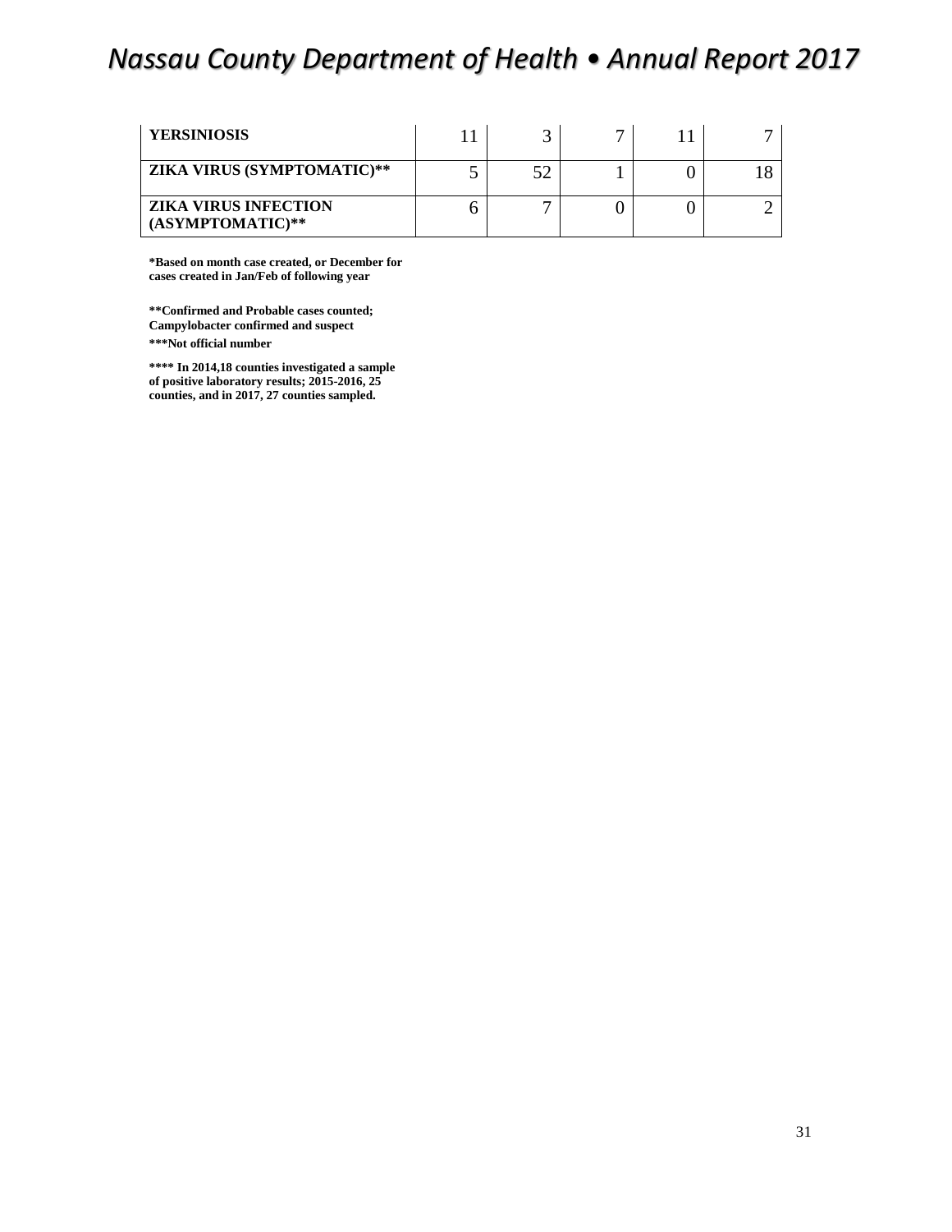| | | | | | |
|---|---|---|---|---|---|
| **YERSINIOSIS** | 11 | 3 | 7 | 11 | 7 |
| **ZIKA VIRUS (SYMPTOMATIC)**** | 5 | 52 | 1 | 0 | 18 |
| **ZIKA VIRUS INFECTION (ASYMPTOMATIC)**** | 6 | 7 | 0 | 0 | 2 |

**\*Based on month case created, or December for cases created in Jan/Feb of following year**

**\*\*Confirmed and Probable cases counted; Campylobacter confirmed and suspect**

**\*\*\*Not official number**

**\*\*\*\* In 2014,18 counties investigated a sample of positive laboratory results; 2015-2016, 25 counties, and in 2017, 27 counties sampled.**